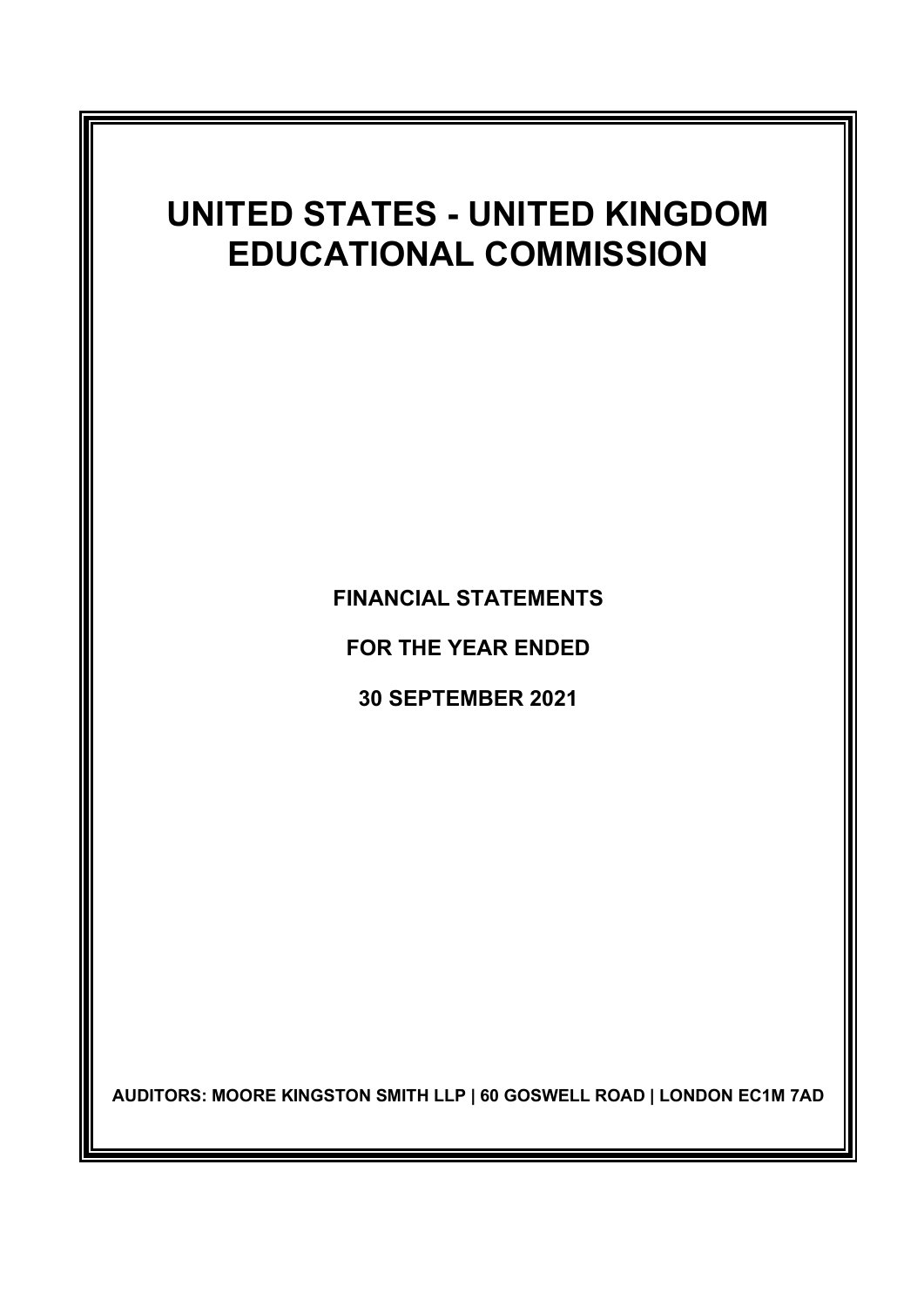# UNITED STATES - UNITED KINGDOM EDUCATIONAL COMMISSION

**FINANCIAL STATEMENTS**

**FOR THE YEAR ENDED**

**30 SEPTEMBER 2021**

**AUDITORS: MOORE KINGSTON SMITH LLP | 60 GOSWELL ROAD | LONDON EC1M 7AD**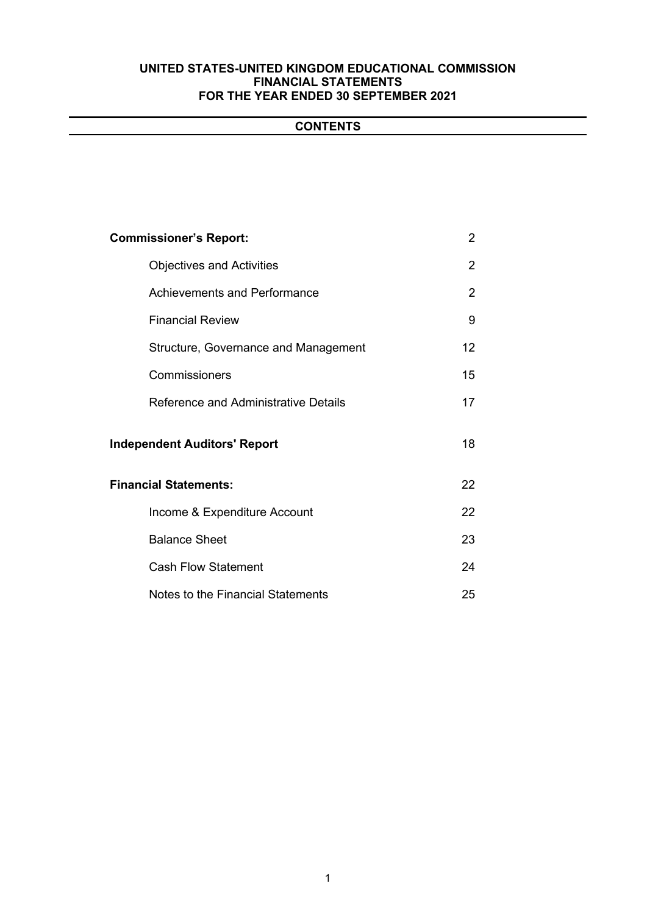**UNITED STATES-UNITED KINGDOM EDUCATIONAL COMMISSION**
**FINANCIAL STATEMENTS**
**FOR THE YEAR ENDED 30 SEPTEMBER 2021**

## CONTENTS

| | |
|---|---|
| **Commissioner's Report:** | 2 |
| Objectives and Activities | 2 |
| Achievements and Performance | 2 |
| Financial Review | 9 |
| Structure, Governance and Management | 12 |
| Commissioners | 15 |
| Reference and Administrative Details | 17 |
| **Independent Auditors' Report** | 18 |
| **Financial Statements:** | 22 |
| Income & Expenditure Account | 22 |
| Balance Sheet | 23 |
| Cash Flow Statement | 24 |
| Notes to the Financial Statements | 25 |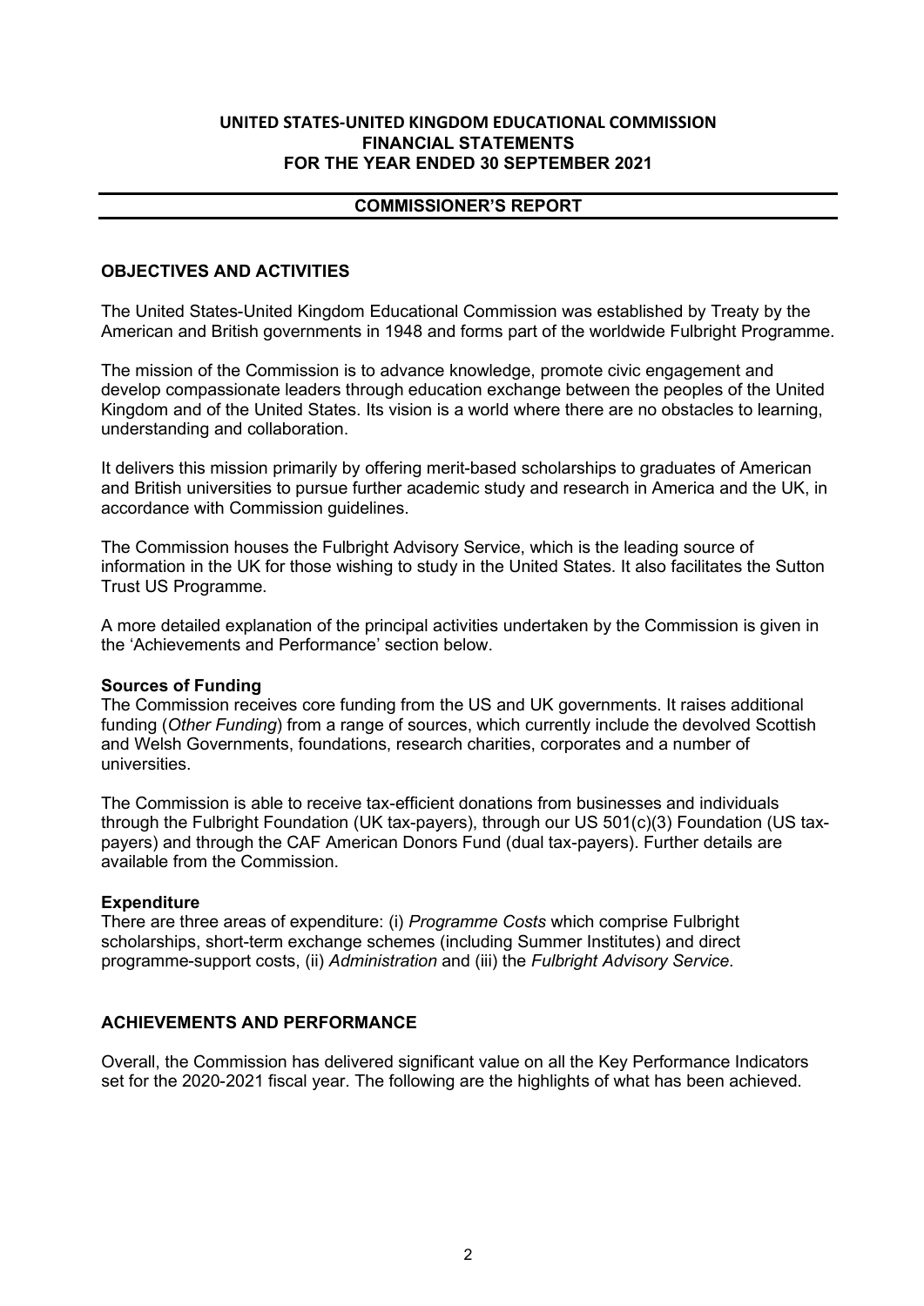**UNITED STATES-UNITED KINGDOM EDUCATIONAL COMMISSION**
**FINANCIAL STATEMENTS**
**FOR THE YEAR ENDED 30 SEPTEMBER 2021**

## COMMISSIONER'S REPORT

### OBJECTIVES AND ACTIVITIES

The United States-United Kingdom Educational Commission was established by Treaty by the American and British governments in 1948 and forms part of the worldwide Fulbright Programme.

The mission of the Commission is to advance knowledge, promote civic engagement and develop compassionate leaders through education exchange between the peoples of the United Kingdom and of the United States. Its vision is a world where there are no obstacles to learning, understanding and collaboration.

It delivers this mission primarily by offering merit-based scholarships to graduates of American and British universities to pursue further academic study and research in America and the UK, in accordance with Commission guidelines.

The Commission houses the Fulbright Advisory Service, which is the leading source of information in the UK for those wishing to study in the United States. It also facilitates the Sutton Trust US Programme.

A more detailed explanation of the principal activities undertaken by the Commission is given in the 'Achievements and Performance' section below.

**Sources of Funding**

The Commission receives core funding from the US and UK governments. It raises additional funding (*Other Funding*) from a range of sources, which currently include the devolved Scottish and Welsh Governments, foundations, research charities, corporates and a number of universities.

The Commission is able to receive tax-efficient donations from businesses and individuals through the Fulbright Foundation (UK tax-payers), through our US 501(c)(3) Foundation (US tax-payers) and through the CAF American Donors Fund (dual tax-payers). Further details are available from the Commission.

**Expenditure**

There are three areas of expenditure: (i) *Programme Costs* which comprise Fulbright scholarships, short-term exchange schemes (including Summer Institutes) and direct programme-support costs, (ii) *Administration* and (iii) the *Fulbright Advisory Service*.

### ACHIEVEMENTS AND PERFORMANCE

Overall, the Commission has delivered significant value on all the Key Performance Indicators set for the 2020-2021 fiscal year. The following are the highlights of what has been achieved.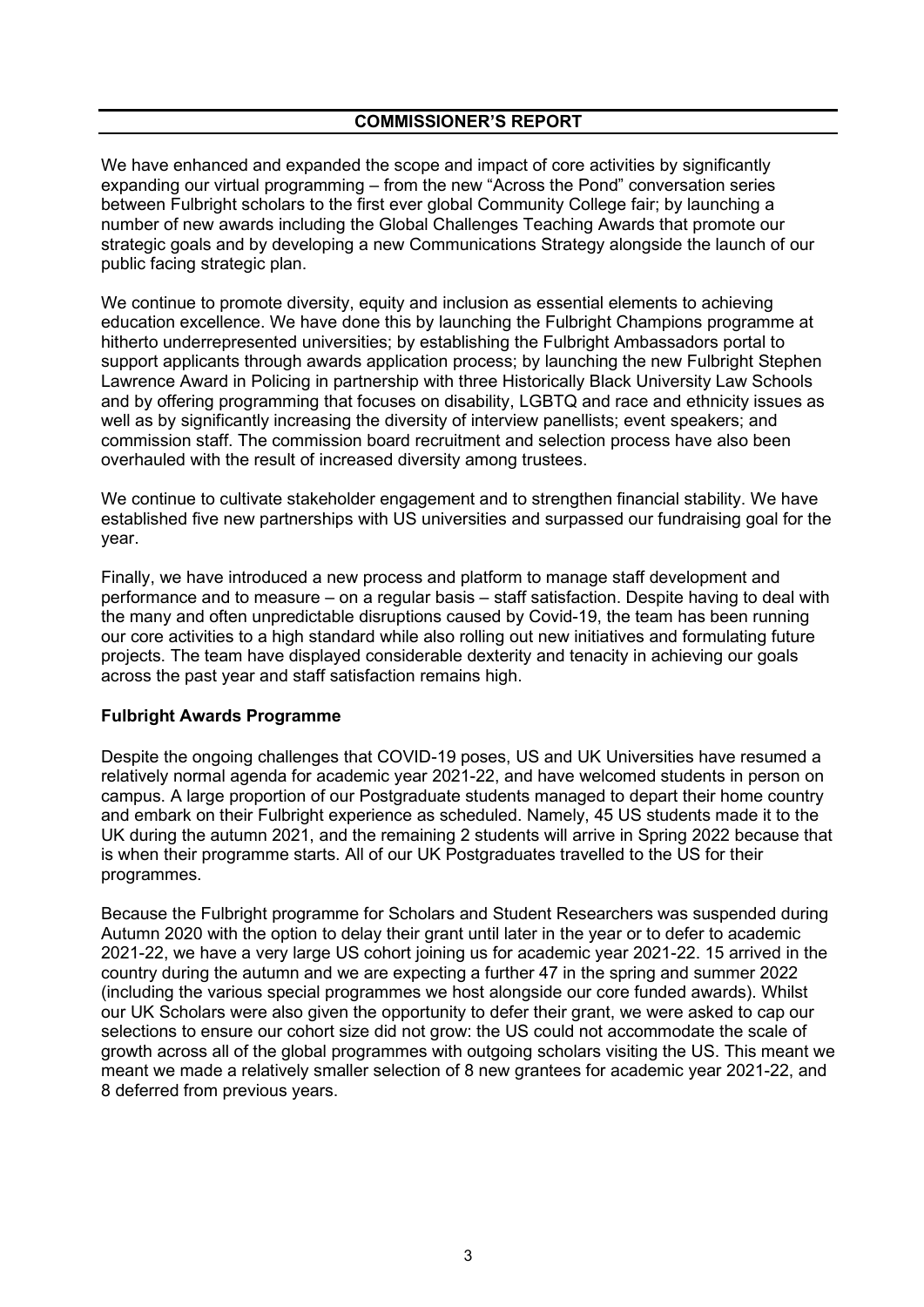## COMMISSIONER'S REPORT

We have enhanced and expanded the scope and impact of core activities by significantly expanding our virtual programming – from the new "Across the Pond" conversation series between Fulbright scholars to the first ever global Community College fair; by launching a number of new awards including the Global Challenges Teaching Awards that promote our strategic goals and by developing a new Communications Strategy alongside the launch of our public facing strategic plan.

We continue to promote diversity, equity and inclusion as essential elements to achieving education excellence. We have done this by launching the Fulbright Champions programme at hitherto underrepresented universities; by establishing the Fulbright Ambassadors portal to support applicants through awards application process; by launching the new Fulbright Stephen Lawrence Award in Policing in partnership with three Historically Black University Law Schools and by offering programming that focuses on disability, LGBTQ and race and ethnicity issues as well as by significantly increasing the diversity of interview panellists; event speakers; and commission staff. The commission board recruitment and selection process have also been overhauled with the result of increased diversity among trustees.

We continue to cultivate stakeholder engagement and to strengthen financial stability. We have established five new partnerships with US universities and surpassed our fundraising goal for the year.

Finally, we have introduced a new process and platform to manage staff development and performance and to measure – on a regular basis – staff satisfaction. Despite having to deal with the many and often unpredictable disruptions caused by Covid-19, the team has been running our core activities to a high standard while also rolling out new initiatives and formulating future projects. The team have displayed considerable dexterity and tenacity in achieving our goals across the past year and staff satisfaction remains high.

### Fulbright Awards Programme

Despite the ongoing challenges that COVID-19 poses, US and UK Universities have resumed a relatively normal agenda for academic year 2021-22, and have welcomed students in person on campus. A large proportion of our Postgraduate students managed to depart their home country and embark on their Fulbright experience as scheduled. Namely, 45 US students made it to the UK during the autumn 2021, and the remaining 2 students will arrive in Spring 2022 because that is when their programme starts. All of our UK Postgraduates travelled to the US for their programmes.

Because the Fulbright programme for Scholars and Student Researchers was suspended during Autumn 2020 with the option to delay their grant until later in the year or to defer to academic 2021-22, we have a very large US cohort joining us for academic year 2021-22. 15 arrived in the country during the autumn and we are expecting a further 47 in the spring and summer 2022 (including the various special programmes we host alongside our core funded awards). Whilst our UK Scholars were also given the opportunity to defer their grant, we were asked to cap our selections to ensure our cohort size did not grow: the US could not accommodate the scale of growth across all of the global programmes with outgoing scholars visiting the US. This meant we meant we made a relatively smaller selection of 8 new grantees for academic year 2021-22, and 8 deferred from previous years.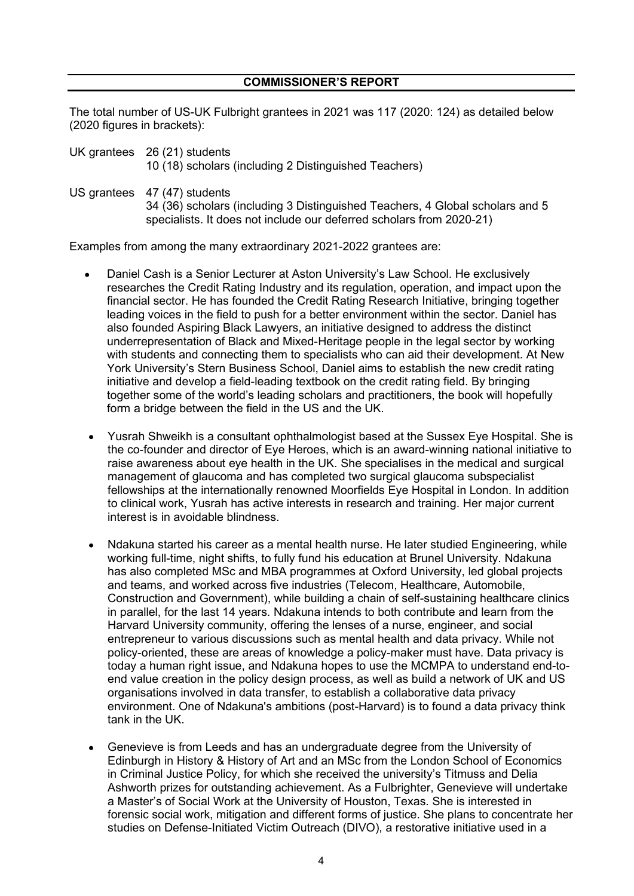## COMMISSIONER'S REPORT

The total number of US-UK Fulbright grantees in 2021 was 117 (2020: 124) as detailed below (2020 figures in brackets):

UK grantees 26 (21) students
10 (18) scholars (including 2 Distinguished Teachers)

US grantees 47 (47) students
34 (36) scholars (including 3 Distinguished Teachers, 4 Global scholars and 5 specialists. It does not include our deferred scholars from 2020-21)

Examples from among the many extraordinary 2021-2022 grantees are:

- Daniel Cash is a Senior Lecturer at Aston University's Law School. He exclusively researches the Credit Rating Industry and its regulation, operation, and impact upon the financial sector. He has founded the Credit Rating Research Initiative, bringing together leading voices in the field to push for a better environment within the sector. Daniel has also founded Aspiring Black Lawyers, an initiative designed to address the distinct underrepresentation of Black and Mixed-Heritage people in the legal sector by working with students and connecting them to specialists who can aid their development. At New York University's Stern Business School, Daniel aims to establish the new credit rating initiative and develop a field-leading textbook on the credit rating field. By bringing together some of the world's leading scholars and practitioners, the book will hopefully form a bridge between the field in the US and the UK.

- Yusrah Shweikh is a consultant ophthalmologist based at the Sussex Eye Hospital. She is the co-founder and director of Eye Heroes, which is an award-winning national initiative to raise awareness about eye health in the UK. She specialises in the medical and surgical management of glaucoma and has completed two surgical glaucoma subspecialist fellowships at the internationally renowned Moorfields Eye Hospital in London. In addition to clinical work, Yusrah has active interests in research and training. Her major current interest is in avoidable blindness.

- Ndakuna started his career as a mental health nurse. He later studied Engineering, while working full-time, night shifts, to fully fund his education at Brunel University. Ndakuna has also completed MSc and MBA programmes at Oxford University, led global projects and teams, and worked across five industries (Telecom, Healthcare, Automobile, Construction and Government), while building a chain of self-sustaining healthcare clinics in parallel, for the last 14 years. Ndakuna intends to both contribute and learn from the Harvard University community, offering the lenses of a nurse, engineer, and social entrepreneur to various discussions such as mental health and data privacy. While not policy-oriented, these are areas of knowledge a policy-maker must have. Data privacy is today a human right issue, and Ndakuna hopes to use the MCMPA to understand end-to-end value creation in the policy design process, as well as build a network of UK and US organisations involved in data transfer, to establish a collaborative data privacy environment. One of Ndakuna's ambitions (post-Harvard) is to found a data privacy think tank in the UK.

- Genevieve is from Leeds and has an undergraduate degree from the University of Edinburgh in History & History of Art and an MSc from the London School of Economics in Criminal Justice Policy, for which she received the university's Titmuss and Delia Ashworth prizes for outstanding achievement. As a Fulbrighter, Genevieve will undertake a Master's of Social Work at the University of Houston, Texas. She is interested in forensic social work, mitigation and different forms of justice. She plans to concentrate her studies on Defense-Initiated Victim Outreach (DIVO), a restorative initiative used in a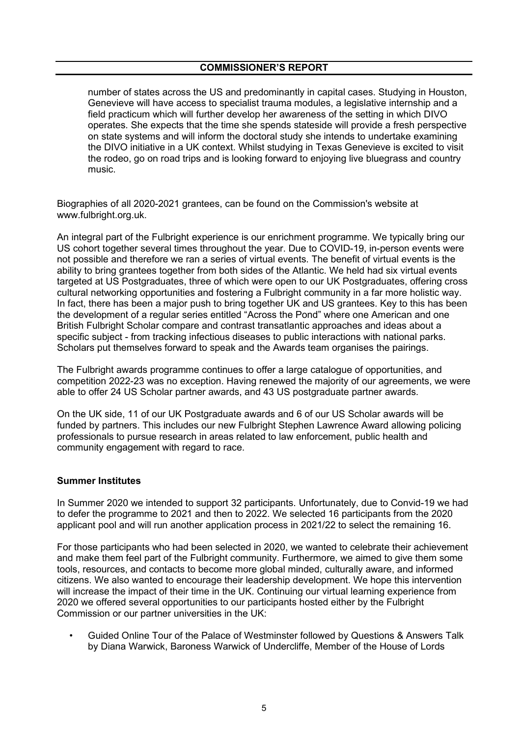number of states across the US and predominantly in capital cases. Studying in Houston, Genevieve will have access to specialist trauma modules, a legislative internship and a field practicum which will further develop her awareness of the setting in which DIVO operates. She expects that the time she spends stateside will provide a fresh perspective on state systems and will inform the doctoral study she intends to undertake examining the DIVO initiative in a UK context. Whilst studying in Texas Genevieve is excited to visit the rodeo, go on road trips and is looking forward to enjoying live bluegrass and country music.

Biographies of all 2020-2021 grantees, can be found on the Commission's website at www.fulbright.org.uk.

An integral part of the Fulbright experience is our enrichment programme. We typically bring our US cohort together several times throughout the year. Due to COVID-19, in-person events were not possible and therefore we ran a series of virtual events. The benefit of virtual events is the ability to bring grantees together from both sides of the Atlantic. We held had six virtual events targeted at US Postgraduates, three of which were open to our UK Postgraduates, offering cross cultural networking opportunities and fostering a Fulbright community in a far more holistic way. In fact, there has been a major push to bring together UK and US grantees. Key to this has been the development of a regular series entitled "Across the Pond" where one American and one British Fulbright Scholar compare and contrast transatlantic approaches and ideas about a specific subject - from tracking infectious diseases to public interactions with national parks. Scholars put themselves forward to speak and the Awards team organises the pairings.

The Fulbright awards programme continues to offer a large catalogue of opportunities, and competition 2022-23 was no exception. Having renewed the majority of our agreements, we were able to offer 24 US Scholar partner awards, and 43 US postgraduate partner awards.

On the UK side, 11 of our UK Postgraduate awards and 6 of our US Scholar awards will be funded by partners. This includes our new Fulbright Stephen Lawrence Award allowing policing professionals to pursue research in areas related to law enforcement, public health and community engagement with regard to race.

**Summer Institutes**

In Summer 2020 we intended to support 32 participants. Unfortunately, due to Convid-19 we had to defer the programme to 2021 and then to 2022. We selected 16 participants from the 2020 applicant pool and will run another application process in 2021/22 to select the remaining 16.

For those participants who had been selected in 2020, we wanted to celebrate their achievement and make them feel part of the Fulbright community. Furthermore, we aimed to give them some tools, resources, and contacts to become more global minded, culturally aware, and informed citizens. We also wanted to encourage their leadership development. We hope this intervention will increase the impact of their time in the UK. Continuing our virtual learning experience from 2020 we offered several opportunities to our participants hosted either by the Fulbright Commission or our partner universities in the UK:

- Guided Online Tour of the Palace of Westminster followed by Questions & Answers Talk by Diana Warwick, Baroness Warwick of Undercliffe, Member of the House of Lords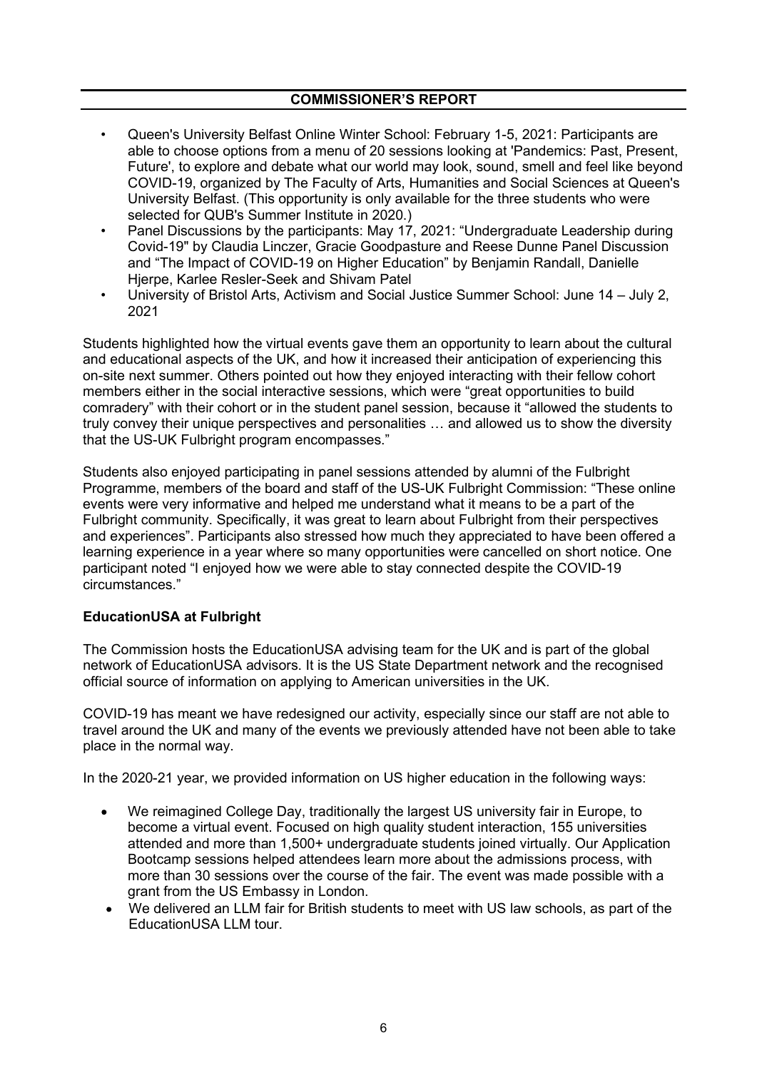## COMMISSIONER'S REPORT

- Queen's University Belfast Online Winter School: February 1-5, 2021: Participants are able to choose options from a menu of 20 sessions looking at 'Pandemics: Past, Present, Future', to explore and debate what our world may look, sound, smell and feel like beyond COVID-19, organized by The Faculty of Arts, Humanities and Social Sciences at Queen's University Belfast. (This opportunity is only available for the three students who were selected for QUB's Summer Institute in 2020.)
- Panel Discussions by the participants: May 17, 2021: "Undergraduate Leadership during Covid-19" by Claudia Linczer, Gracie Goodpasture and Reese Dunne Panel Discussion and "The Impact of COVID-19 on Higher Education" by Benjamin Randall, Danielle Hjerpe, Karlee Resler-Seek and Shivam Patel
- University of Bristol Arts, Activism and Social Justice Summer School: June 14 – July 2, 2021

Students highlighted how the virtual events gave them an opportunity to learn about the cultural and educational aspects of the UK, and how it increased their anticipation of experiencing this on-site next summer. Others pointed out how they enjoyed interacting with their fellow cohort members either in the social interactive sessions, which were "great opportunities to build comradery" with their cohort or in the student panel session, because it "allowed the students to truly convey their unique perspectives and personalities … and allowed us to show the diversity that the US-UK Fulbright program encompasses."

Students also enjoyed participating in panel sessions attended by alumni of the Fulbright Programme, members of the board and staff of the US-UK Fulbright Commission: "These online events were very informative and helped me understand what it means to be a part of the Fulbright community. Specifically, it was great to learn about Fulbright from their perspectives and experiences". Participants also stressed how much they appreciated to have been offered a learning experience in a year where so many opportunities were cancelled on short notice. One participant noted "I enjoyed how we were able to stay connected despite the COVID-19 circumstances."

**EducationUSA at Fulbright**

The Commission hosts the EducationUSA advising team for the UK and is part of the global network of EducationUSA advisors. It is the US State Department network and the recognised official source of information on applying to American universities in the UK.

COVID-19 has meant we have redesigned our activity, especially since our staff are not able to travel around the UK and many of the events we previously attended have not been able to take place in the normal way.

In the 2020-21 year, we provided information on US higher education in the following ways:

- We reimagined College Day, traditionally the largest US university fair in Europe, to become a virtual event. Focused on high quality student interaction, 155 universities attended and more than 1,500+ undergraduate students joined virtually. Our Application Bootcamp sessions helped attendees learn more about the admissions process, with more than 30 sessions over the course of the fair. The event was made possible with a grant from the US Embassy in London.
- We delivered an LLM fair for British students to meet with US law schools, as part of the EducationUSA LLM tour.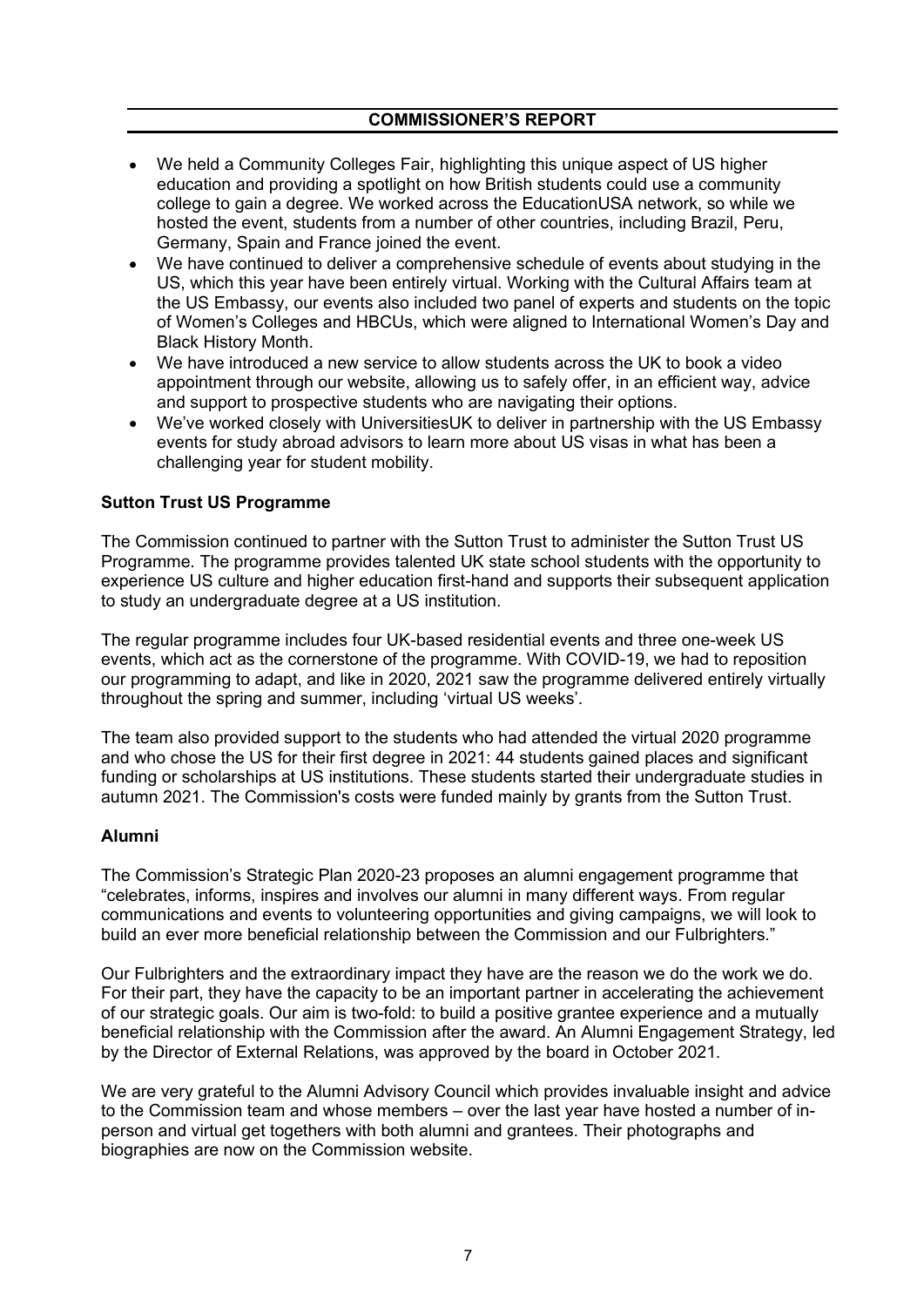## COMMISSIONER'S REPORT

- We held a Community Colleges Fair, highlighting this unique aspect of US higher education and providing a spotlight on how British students could use a community college to gain a degree. We worked across the EducationUSA network, so while we hosted the event, students from a number of other countries, including Brazil, Peru, Germany, Spain and France joined the event.
- We have continued to deliver a comprehensive schedule of events about studying in the US, which this year have been entirely virtual. Working with the Cultural Affairs team at the US Embassy, our events also included two panel of experts and students on the topic of Women's Colleges and HBCUs, which were aligned to International Women's Day and Black History Month.
- We have introduced a new service to allow students across the UK to book a video appointment through our website, allowing us to safely offer, in an efficient way, advice and support to prospective students who are navigating their options.
- We've worked closely with UniversitiesUK to deliver in partnership with the US Embassy events for study abroad advisors to learn more about US visas in what has been a challenging year for student mobility.

### Sutton Trust US Programme

The Commission continued to partner with the Sutton Trust to administer the Sutton Trust US Programme. The programme provides talented UK state school students with the opportunity to experience US culture and higher education first-hand and supports their subsequent application to study an undergraduate degree at a US institution.

The regular programme includes four UK-based residential events and three one-week US events, which act as the cornerstone of the programme. With COVID-19, we had to reposition our programming to adapt, and like in 2020, 2021 saw the programme delivered entirely virtually throughout the spring and summer, including 'virtual US weeks'.

The team also provided support to the students who had attended the virtual 2020 programme and who chose the US for their first degree in 2021: 44 students gained places and significant funding or scholarships at US institutions. These students started their undergraduate studies in autumn 2021. The Commission's costs were funded mainly by grants from the Sutton Trust.

### Alumni

The Commission's Strategic Plan 2020-23 proposes an alumni engagement programme that "celebrates, informs, inspires and involves our alumni in many different ways. From regular communications and events to volunteering opportunities and giving campaigns, we will look to build an ever more beneficial relationship between the Commission and our Fulbrighters."

Our Fulbrighters and the extraordinary impact they have are the reason we do the work we do. For their part, they have the capacity to be an important partner in accelerating the achievement of our strategic goals. Our aim is two-fold: to build a positive grantee experience and a mutually beneficial relationship with the Commission after the award. An Alumni Engagement Strategy, led by the Director of External Relations, was approved by the board in October 2021.

We are very grateful to the Alumni Advisory Council which provides invaluable insight and advice to the Commission team and whose members – over the last year have hosted a number of in-person and virtual get togethers with both alumni and grantees. Their photographs and biographies are now on the Commission website.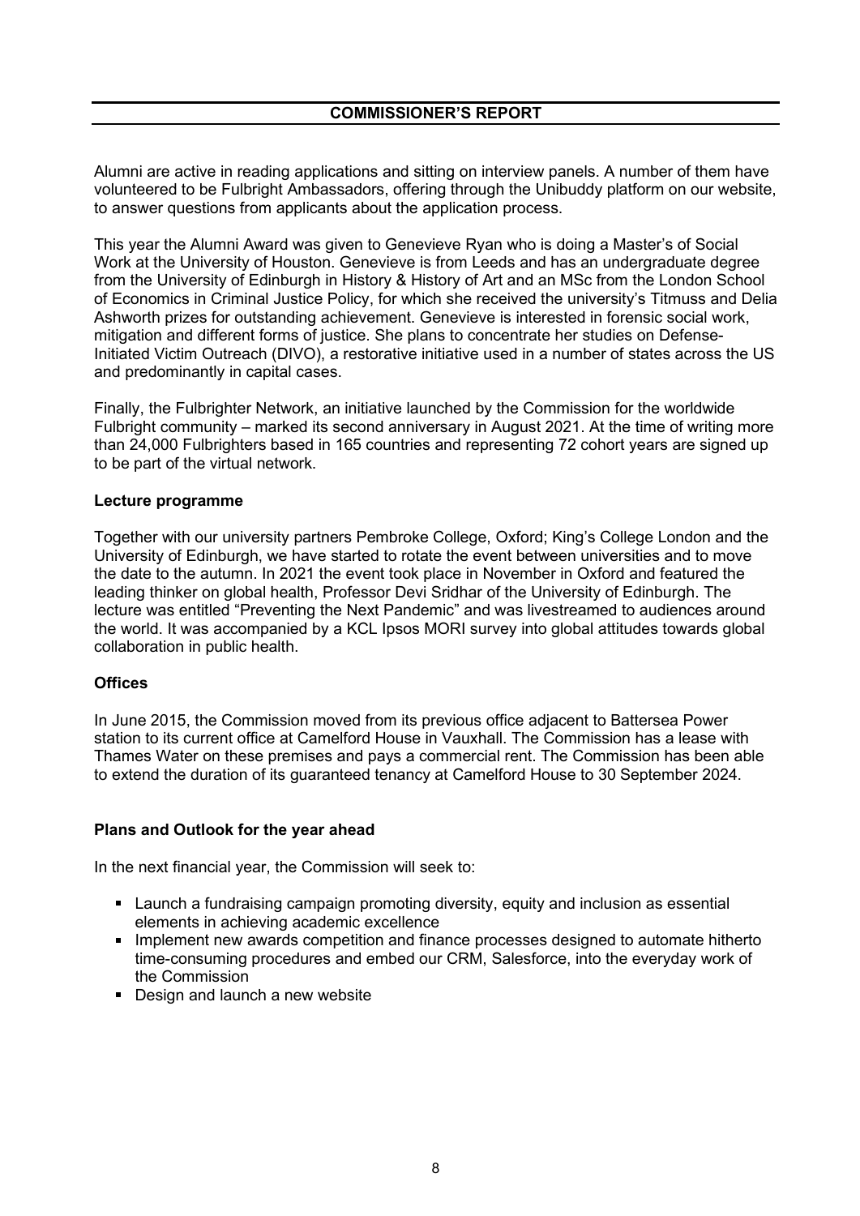## COMMISSIONER'S REPORT

Alumni are active in reading applications and sitting on interview panels. A number of them have volunteered to be Fulbright Ambassadors, offering through the Unibuddy platform on our website, to answer questions from applicants about the application process.

This year the Alumni Award was given to Genevieve Ryan who is doing a Master's of Social Work at the University of Houston. Genevieve is from Leeds and has an undergraduate degree from the University of Edinburgh in History & History of Art and an MSc from the London School of Economics in Criminal Justice Policy, for which she received the university's Titmuss and Delia Ashworth prizes for outstanding achievement. Genevieve is interested in forensic social work, mitigation and different forms of justice. She plans to concentrate her studies on Defense-Initiated Victim Outreach (DIVO), a restorative initiative used in a number of states across the US and predominantly in capital cases.

Finally, the Fulbrighter Network, an initiative launched by the Commission for the worldwide Fulbright community – marked its second anniversary in August 2021. At the time of writing more than 24,000 Fulbrighters based in 165 countries and representing 72 cohort years are signed up to be part of the virtual network.

### Lecture programme

Together with our university partners Pembroke College, Oxford; King's College London and the University of Edinburgh, we have started to rotate the event between universities and to move the date to the autumn. In 2021 the event took place in November in Oxford and featured the leading thinker on global health, Professor Devi Sridhar of the University of Edinburgh. The lecture was entitled "Preventing the Next Pandemic" and was livestreamed to audiences around the world. It was accompanied by a KCL Ipsos MORI survey into global attitudes towards global collaboration in public health.

### Offices

In June 2015, the Commission moved from its previous office adjacent to Battersea Power station to its current office at Camelford House in Vauxhall. The Commission has a lease with Thames Water on these premises and pays a commercial rent. The Commission has been able to extend the duration of its guaranteed tenancy at Camelford House to 30 September 2024.

### Plans and Outlook for the year ahead

In the next financial year, the Commission will seek to:

- Launch a fundraising campaign promoting diversity, equity and inclusion as essential elements in achieving academic excellence
- Implement new awards competition and finance processes designed to automate hitherto time-consuming procedures and embed our CRM, Salesforce, into the everyday work of the Commission
- Design and launch a new website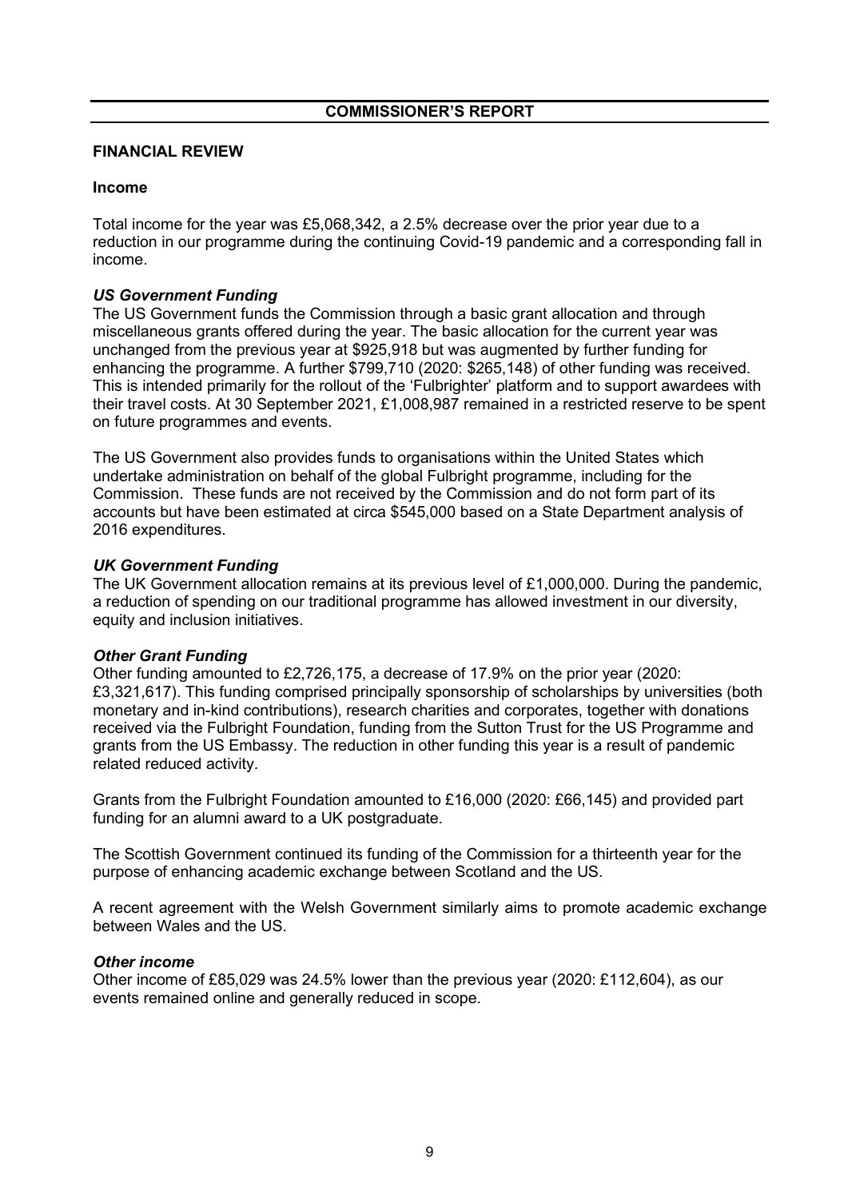## COMMISSIONER'S REPORT

### FINANCIAL REVIEW

#### Income

Total income for the year was £5,068,342, a 2.5% decrease over the prior year due to a reduction in our programme during the continuing Covid-19 pandemic and a corresponding fall in income.

***US Government Funding***

The US Government funds the Commission through a basic grant allocation and through miscellaneous grants offered during the year. The basic allocation for the current year was unchanged from the previous year at $925,918 but was augmented by further funding for enhancing the programme. A further $799,710 (2020: $265,148) of other funding was received. This is intended primarily for the rollout of the 'Fulbrighter' platform and to support awardees with their travel costs. At 30 September 2021, £1,008,987 remained in a restricted reserve to be spent on future programmes and events.

The US Government also provides funds to organisations within the United States which undertake administration on behalf of the global Fulbright programme, including for the Commission. These funds are not received by the Commission and do not form part of its accounts but have been estimated at circa $545,000 based on a State Department analysis of 2016 expenditures.

***UK Government Funding***

The UK Government allocation remains at its previous level of £1,000,000. During the pandemic, a reduction of spending on our traditional programme has allowed investment in our diversity, equity and inclusion initiatives.

***Other Grant Funding***

Other funding amounted to £2,726,175, a decrease of 17.9% on the prior year (2020: £3,321,617). This funding comprised principally sponsorship of scholarships by universities (both monetary and in-kind contributions), research charities and corporates, together with donations received via the Fulbright Foundation, funding from the Sutton Trust for the US Programme and grants from the US Embassy. The reduction in other funding this year is a result of pandemic related reduced activity.

Grants from the Fulbright Foundation amounted to £16,000 (2020: £66,145) and provided part funding for an alumni award to a UK postgraduate.

The Scottish Government continued its funding of the Commission for a thirteenth year for the purpose of enhancing academic exchange between Scotland and the US.

A recent agreement with the Welsh Government similarly aims to promote academic exchange between Wales and the US.

***Other income***

Other income of £85,029 was 24.5% lower than the previous year (2020: £112,604), as our events remained online and generally reduced in scope.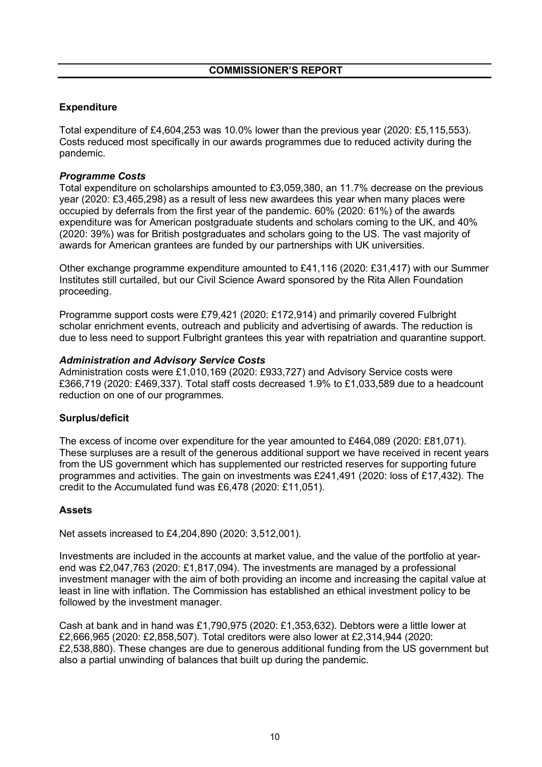## COMMISSIONER'S REPORT

### Expenditure

Total expenditure of £4,604,253 was 10.0% lower than the previous year (2020: £5,115,553). Costs reduced most specifically in our awards programmes due to reduced activity during the pandemic.

#### *Programme Costs*

Total expenditure on scholarships amounted to £3,059,380, an 11.7% decrease on the previous year (2020: £3,465,298) as a result of less new awardees this year when many places were occupied by deferrals from the first year of the pandemic. 60% (2020: 61%) of the awards expenditure was for American postgraduate students and scholars coming to the UK, and 40% (2020: 39%) was for British postgraduates and scholars going to the US. The vast majority of awards for American grantees are funded by our partnerships with UK universities.

Other exchange programme expenditure amounted to £41,116 (2020: £31,417) with our Summer Institutes still curtailed, but our Civil Science Award sponsored by the Rita Allen Foundation proceeding.

Programme support costs were £79,421 (2020: £172,914) and primarily covered Fulbright scholar enrichment events, outreach and publicity and advertising of awards. The reduction is due to less need to support Fulbright grantees this year with repatriation and quarantine support.

#### *Administration and Advisory Service Costs*

Administration costs were £1,010,169 (2020: £933,727) and Advisory Service costs were £366,719 (2020: £469,337). Total staff costs decreased 1.9% to £1,033,589 due to a headcount reduction on one of our programmes.

### Surplus/deficit

The excess of income over expenditure for the year amounted to £464,089 (2020: £81,071). These surpluses are a result of the generous additional support we have received in recent years from the US government which has supplemented our restricted reserves for supporting future programmes and activities. The gain on investments was £241,491 (2020: loss of £17,432). The credit to the Accumulated fund was £6,478 (2020: £11,051).

### Assets

Net assets increased to £4,204,890 (2020: 3,512,001).

Investments are included in the accounts at market value, and the value of the portfolio at year-end was £2,047,763 (2020: £1,817,094). The investments are managed by a professional investment manager with the aim of both providing an income and increasing the capital value at least in line with inflation. The Commission has established an ethical investment policy to be followed by the investment manager.

Cash at bank and in hand was £1,790,975 (2020: £1,353,632). Debtors were a little lower at £2,666,965 (2020: £2,858,507). Total creditors were also lower at £2,314,944 (2020: £2,538,880). These changes are due to generous additional funding from the US government but also a partial unwinding of balances that built up during the pandemic.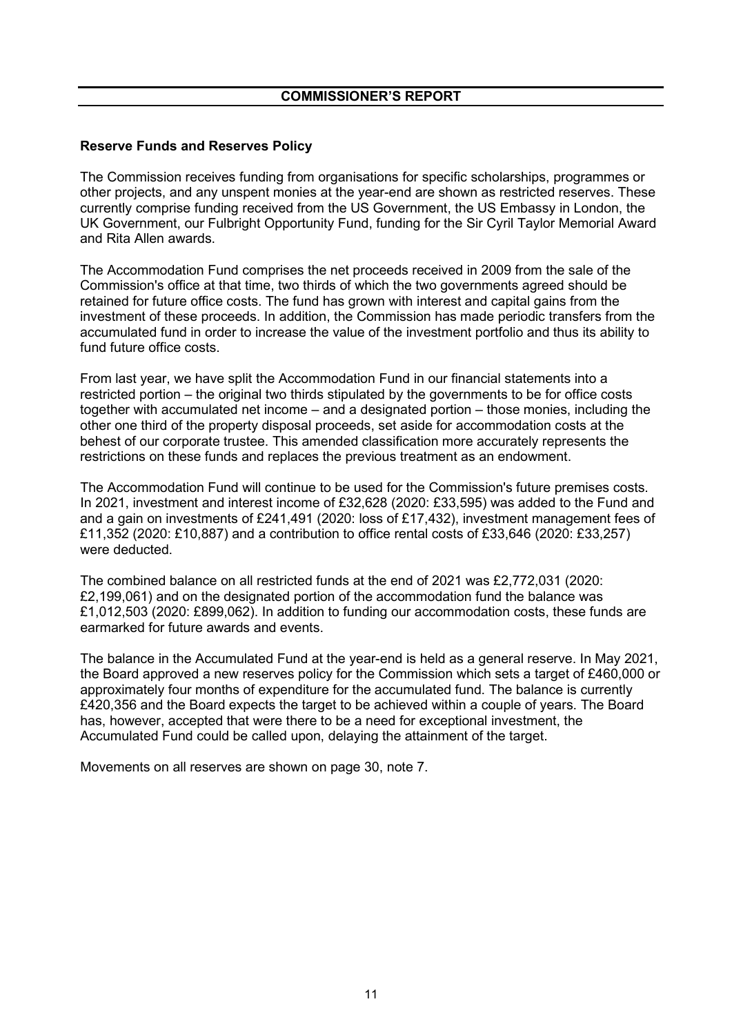## COMMISSIONER'S REPORT

### Reserve Funds and Reserves Policy

The Commission receives funding from organisations for specific scholarships, programmes or other projects, and any unspent monies at the year-end are shown as restricted reserves. These currently comprise funding received from the US Government, the US Embassy in London, the UK Government, our Fulbright Opportunity Fund, funding for the Sir Cyril Taylor Memorial Award and Rita Allen awards.

The Accommodation Fund comprises the net proceeds received in 2009 from the sale of the Commission's office at that time, two thirds of which the two governments agreed should be retained for future office costs. The fund has grown with interest and capital gains from the investment of these proceeds. In addition, the Commission has made periodic transfers from the accumulated fund in order to increase the value of the investment portfolio and thus its ability to fund future office costs.

From last year, we have split the Accommodation Fund in our financial statements into a restricted portion – the original two thirds stipulated by the governments to be for office costs together with accumulated net income – and a designated portion – those monies, including the other one third of the property disposal proceeds, set aside for accommodation costs at the behest of our corporate trustee. This amended classification more accurately represents the restrictions on these funds and replaces the previous treatment as an endowment.

The Accommodation Fund will continue to be used for the Commission's future premises costs. In 2021, investment and interest income of £32,628 (2020: £33,595) was added to the Fund and and a gain on investments of £241,491 (2020: loss of £17,432), investment management fees of £11,352 (2020: £10,887) and a contribution to office rental costs of £33,646 (2020: £33,257) were deducted.

The combined balance on all restricted funds at the end of 2021 was £2,772,031 (2020: £2,199,061) and on the designated portion of the accommodation fund the balance was £1,012,503 (2020: £899,062). In addition to funding our accommodation costs, these funds are earmarked for future awards and events.

The balance in the Accumulated Fund at the year-end is held as a general reserve. In May 2021, the Board approved a new reserves policy for the Commission which sets a target of £460,000 or approximately four months of expenditure for the accumulated fund. The balance is currently £420,356 and the Board expects the target to be achieved within a couple of years. The Board has, however, accepted that were there to be a need for exceptional investment, the Accumulated Fund could be called upon, delaying the attainment of the target.

Movements on all reserves are shown on page 30, note 7.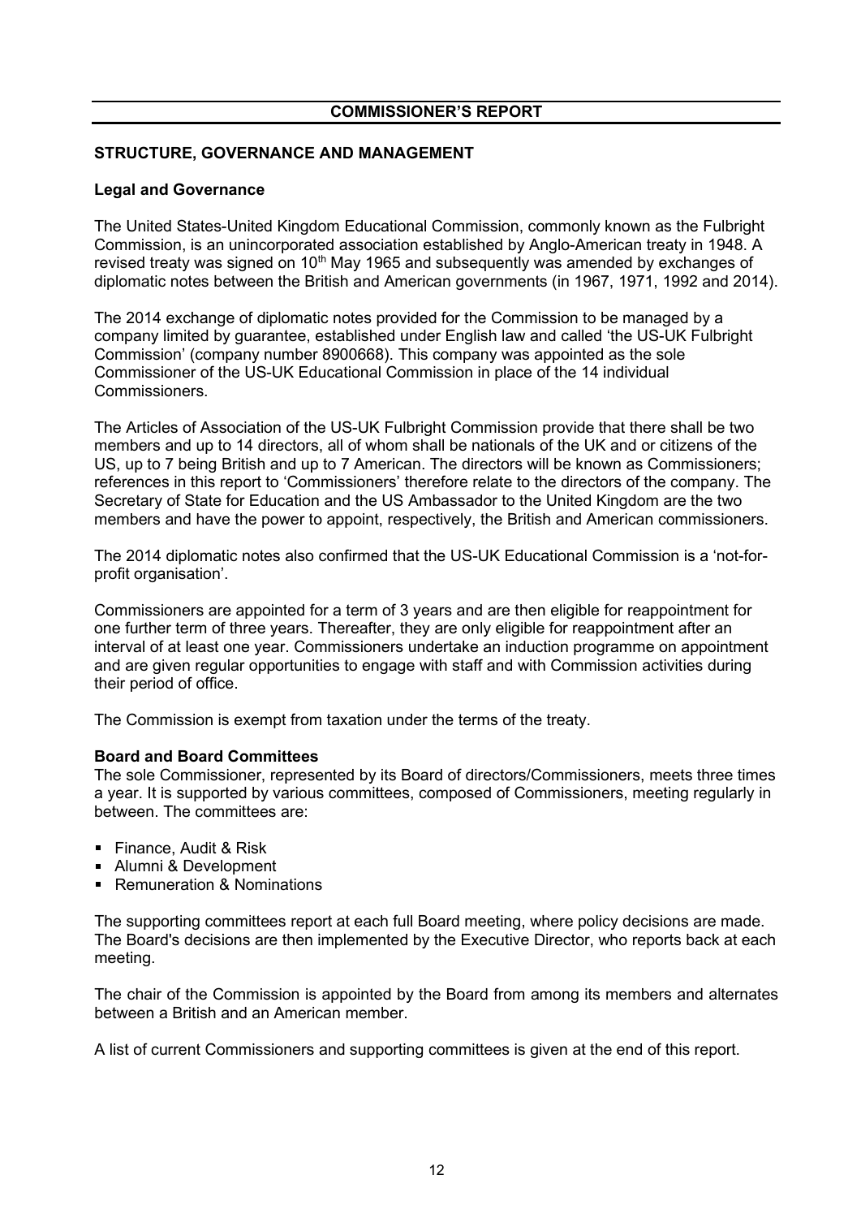## COMMISSIONER'S REPORT

### STRUCTURE, GOVERNANCE AND MANAGEMENT

#### Legal and Governance

The United States-United Kingdom Educational Commission, commonly known as the Fulbright Commission, is an unincorporated association established by Anglo-American treaty in 1948. A revised treaty was signed on 10th May 1965 and subsequently was amended by exchanges of diplomatic notes between the British and American governments (in 1967, 1971, 1992 and 2014).

The 2014 exchange of diplomatic notes provided for the Commission to be managed by a company limited by guarantee, established under English law and called 'the US-UK Fulbright Commission' (company number 8900668). This company was appointed as the sole Commissioner of the US-UK Educational Commission in place of the 14 individual Commissioners.

The Articles of Association of the US-UK Fulbright Commission provide that there shall be two members and up to 14 directors, all of whom shall be nationals of the UK and or citizens of the US, up to 7 being British and up to 7 American. The directors will be known as Commissioners; references in this report to 'Commissioners' therefore relate to the directors of the company. The Secretary of State for Education and the US Ambassador to the United Kingdom are the two members and have the power to appoint, respectively, the British and American commissioners.

The 2014 diplomatic notes also confirmed that the US-UK Educational Commission is a 'not-for-profit organisation'.

Commissioners are appointed for a term of 3 years and are then eligible for reappointment for one further term of three years. Thereafter, they are only eligible for reappointment after an interval of at least one year. Commissioners undertake an induction programme on appointment and are given regular opportunities to engage with staff and with Commission activities during their period of office.

The Commission is exempt from taxation under the terms of the treaty.

#### Board and Board Committees

The sole Commissioner, represented by its Board of directors/Commissioners, meets three times a year. It is supported by various committees, composed of Commissioners, meeting regularly in between. The committees are:

- Finance, Audit & Risk
- Alumni & Development
- Remuneration & Nominations

The supporting committees report at each full Board meeting, where policy decisions are made. The Board's decisions are then implemented by the Executive Director, who reports back at each meeting.

The chair of the Commission is appointed by the Board from among its members and alternates between a British and an American member.

A list of current Commissioners and supporting committees is given at the end of this report.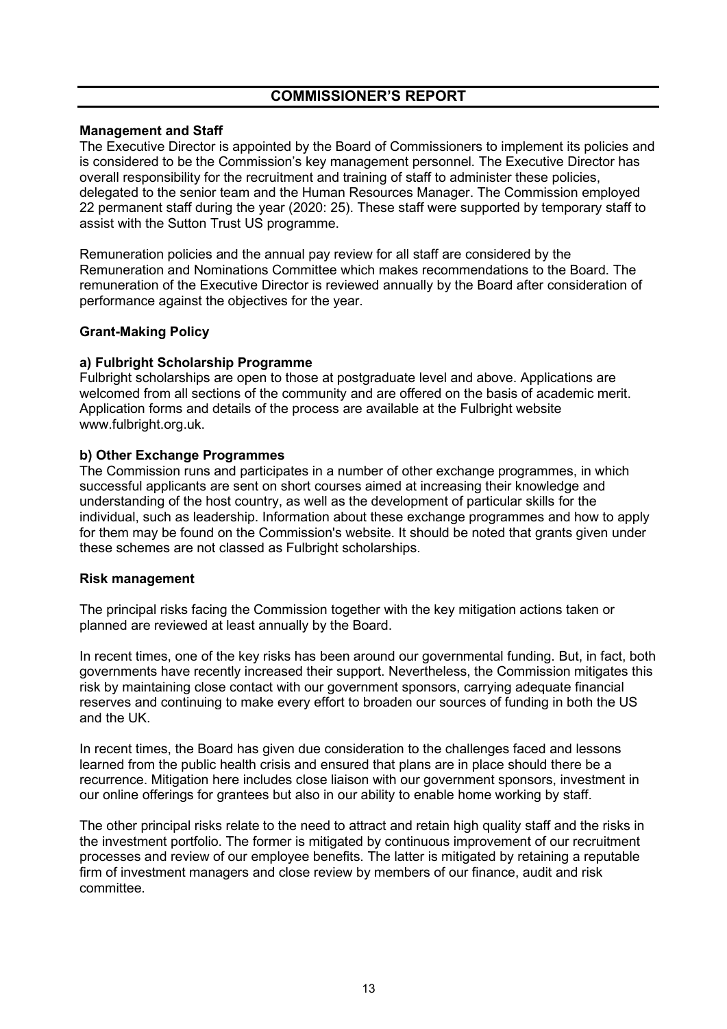# COMMISSIONER'S REPORT

**Management and Staff**

The Executive Director is appointed by the Board of Commissioners to implement its policies and is considered to be the Commission's key management personnel. The Executive Director has overall responsibility for the recruitment and training of staff to administer these policies, delegated to the senior team and the Human Resources Manager. The Commission employed 22 permanent staff during the year (2020: 25). These staff were supported by temporary staff to assist with the Sutton Trust US programme.

Remuneration policies and the annual pay review for all staff are considered by the Remuneration and Nominations Committee which makes recommendations to the Board. The remuneration of the Executive Director is reviewed annually by the Board after consideration of performance against the objectives for the year.

**Grant-Making Policy**

**a) Fulbright Scholarship Programme**

Fulbright scholarships are open to those at postgraduate level and above. Applications are welcomed from all sections of the community and are offered on the basis of academic merit. Application forms and details of the process are available at the Fulbright website www.fulbright.org.uk.

**b) Other Exchange Programmes**

The Commission runs and participates in a number of other exchange programmes, in which successful applicants are sent on short courses aimed at increasing their knowledge and understanding of the host country, as well as the development of particular skills for the individual, such as leadership. Information about these exchange programmes and how to apply for them may be found on the Commission's website. It should be noted that grants given under these schemes are not classed as Fulbright scholarships.

**Risk management**

The principal risks facing the Commission together with the key mitigation actions taken or planned are reviewed at least annually by the Board.

In recent times, one of the key risks has been around our governmental funding. But, in fact, both governments have recently increased their support. Nevertheless, the Commission mitigates this risk by maintaining close contact with our government sponsors, carrying adequate financial reserves and continuing to make every effort to broaden our sources of funding in both the US and the UK.

In recent times, the Board has given due consideration to the challenges faced and lessons learned from the public health crisis and ensured that plans are in place should there be a recurrence. Mitigation here includes close liaison with our government sponsors, investment in our online offerings for grantees but also in our ability to enable home working by staff.

The other principal risks relate to the need to attract and retain high quality staff and the risks in the investment portfolio. The former is mitigated by continuous improvement of our recruitment processes and review of our employee benefits. The latter is mitigated by retaining a reputable firm of investment managers and close review by members of our finance, audit and risk committee.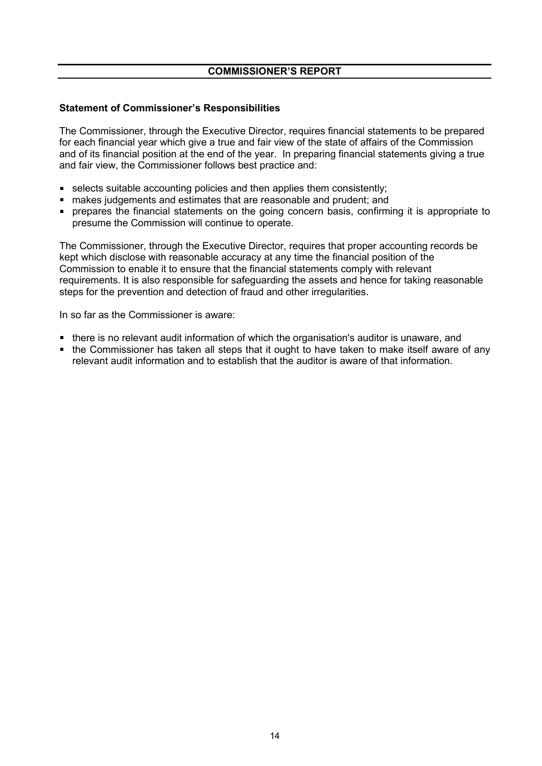# COMMISSIONER'S REPORT

## Statement of Commissioner's Responsibilities

The Commissioner, through the Executive Director, requires financial statements to be prepared for each financial year which give a true and fair view of the state of affairs of the Commission and of its financial position at the end of the year. In preparing financial statements giving a true and fair view, the Commissioner follows best practice and:

- selects suitable accounting policies and then applies them consistently;
- makes judgements and estimates that are reasonable and prudent; and
- prepares the financial statements on the going concern basis, confirming it is appropriate to presume the Commission will continue to operate.

The Commissioner, through the Executive Director, requires that proper accounting records be kept which disclose with reasonable accuracy at any time the financial position of the Commission to enable it to ensure that the financial statements comply with relevant requirements. It is also responsible for safeguarding the assets and hence for taking reasonable steps for the prevention and detection of fraud and other irregularities.

In so far as the Commissioner is aware:

- there is no relevant audit information of which the organisation's auditor is unaware, and
- the Commissioner has taken all steps that it ought to have taken to make itself aware of any relevant audit information and to establish that the auditor is aware of that information.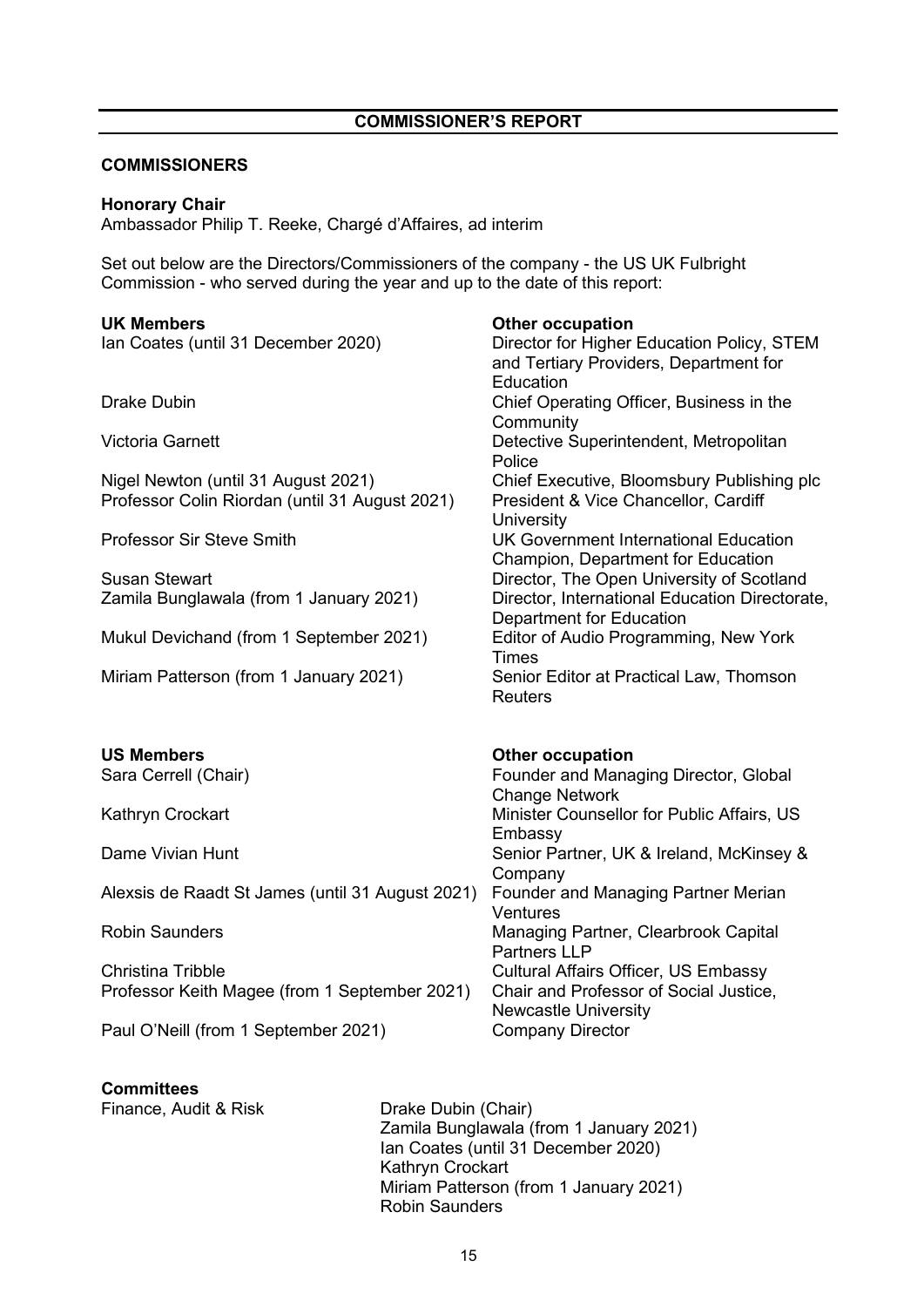## COMMISSIONER'S REPORT

### COMMISSIONERS

**Honorary Chair**
Ambassador Philip T. Reeke, Chargé d'Affaires, ad interim

Set out below are the Directors/Commissioners of the company - the US UK Fulbright Commission - who served during the year and up to the date of this report:

| **UK Members** | **Other occupation** |
|---|---|
| Ian Coates (until 31 December 2020) | Director for Higher Education Policy, STEM and Tertiary Providers, Department for Education |
| Drake Dubin | Chief Operating Officer, Business in the Community |
| Victoria Garnett | Detective Superintendent, Metropolitan Police |
| Nigel Newton (until 31 August 2021) | Chief Executive, Bloomsbury Publishing plc |
| Professor Colin Riordan (until 31 August 2021) | President & Vice Chancellor, Cardiff University |
| Professor Sir Steve Smith | UK Government International Education Champion, Department for Education |
| Susan Stewart | Director, The Open University of Scotland |
| Zamila Bunglawala (from 1 January 2021) | Director, International Education Directorate, Department for Education |
| Mukul Devichand (from 1 September 2021) | Editor of Audio Programming, New York Times |
| Miriam Patterson (from 1 January 2021) | Senior Editor at Practical Law, Thomson Reuters |

| **US Members** | **Other occupation** |
|---|---|
| Sara Cerrell (Chair) | Founder and Managing Director, Global Change Network |
| Kathryn Crockart | Minister Counsellor for Public Affairs, US Embassy |
| Dame Vivian Hunt | Senior Partner, UK & Ireland, McKinsey & Company |
| Alexsis de Raadt St James (until 31 August 2021) | Founder and Managing Partner Merian Ventures |
| Robin Saunders | Managing Partner, Clearbrook Capital Partners LLP |
| Christina Tribble | Cultural Affairs Officer, US Embassy |
| Professor Keith Magee (from 1 September 2021) | Chair and Professor of Social Justice, Newcastle University |
| Paul O'Neill (from 1 September 2021) | Company Director |

**Committees**

Finance, Audit & Risk

- Drake Dubin (Chair)
- Zamila Bunglawala (from 1 January 2021)
- Ian Coates (until 31 December 2020)
- Kathryn Crockart
- Miriam Patterson (from 1 January 2021)
- Robin Saunders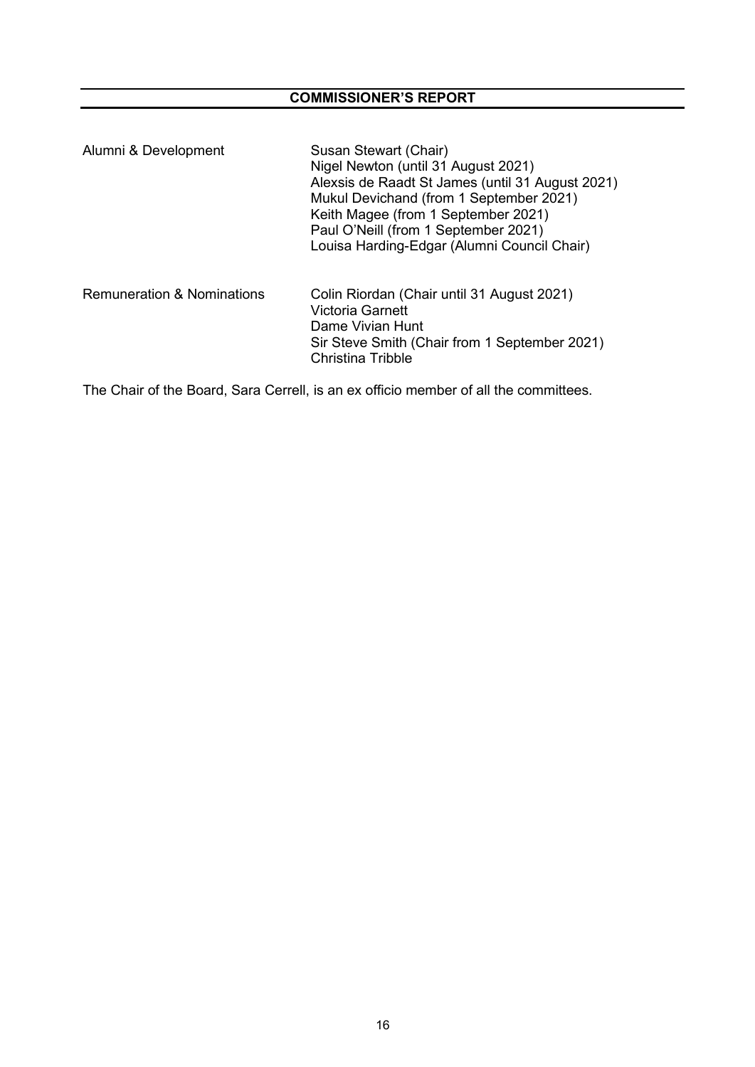## COMMISSIONER'S REPORT

| | |
|---|---|
| Alumni & Development | Susan Stewart (Chair)<br>Nigel Newton (until 31 August 2021)<br>Alexsis de Raadt St James (until 31 August 2021)<br>Mukul Devichand (from 1 September 2021)<br>Keith Magee (from 1 September 2021)<br>Paul O'Neill (from 1 September 2021)<br>Louisa Harding-Edgar (Alumni Council Chair) |
| Remuneration & Nominations | Colin Riordan (Chair until 31 August 2021)<br>Victoria Garnett<br>Dame Vivian Hunt<br>Sir Steve Smith (Chair from 1 September 2021)<br>Christina Tribble |

The Chair of the Board, Sara Cerrell, is an ex officio member of all the committees.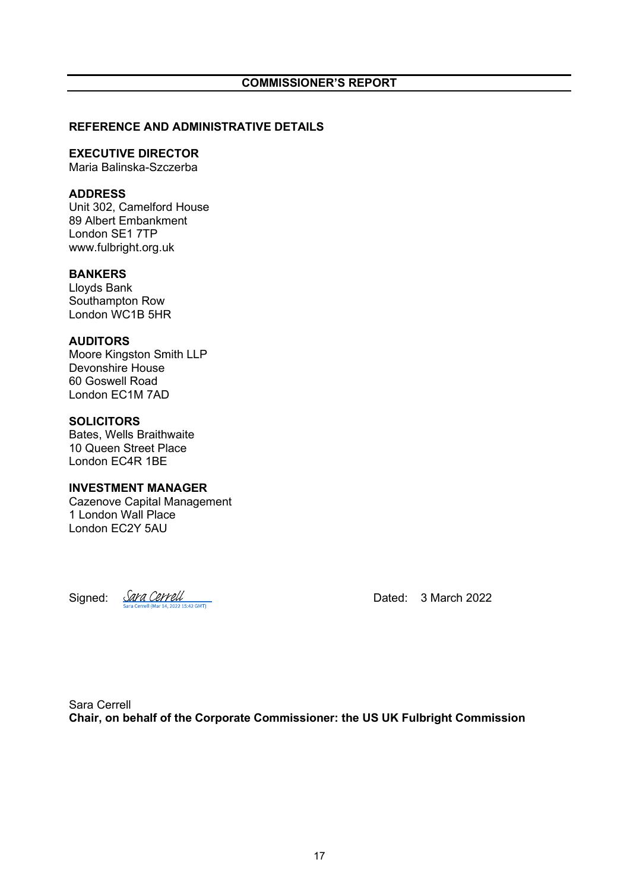## COMMISSIONER'S REPORT

### REFERENCE AND ADMINISTRATIVE DETAILS

**EXECUTIVE DIRECTOR**
Maria Balinska-Szczerba

**ADDRESS**
Unit 302, Camelford House
89 Albert Embankment
London SE1 7TP
www.fulbright.org.uk

**BANKERS**
Lloyds Bank
Southampton Row
London WC1B 5HR

**AUDITORS**
Moore Kingston Smith LLP
Devonshire House
60 Goswell Road
London EC1M 7AD

**SOLICITORS**
Bates, Wells Braithwaite
10 Queen Street Place
London EC4R 1BE

**INVESTMENT MANAGER**
Cazenove Capital Management
1 London Wall Place
London EC2Y 5AU

Signed: Sara Cerrell
Sara Cerrell (Mar 14, 2022 15:42 GMT)

Dated: 3 March 2022

Sara Cerrell
**Chair, on behalf of the Corporate Commissioner: the US UK Fulbright Commission**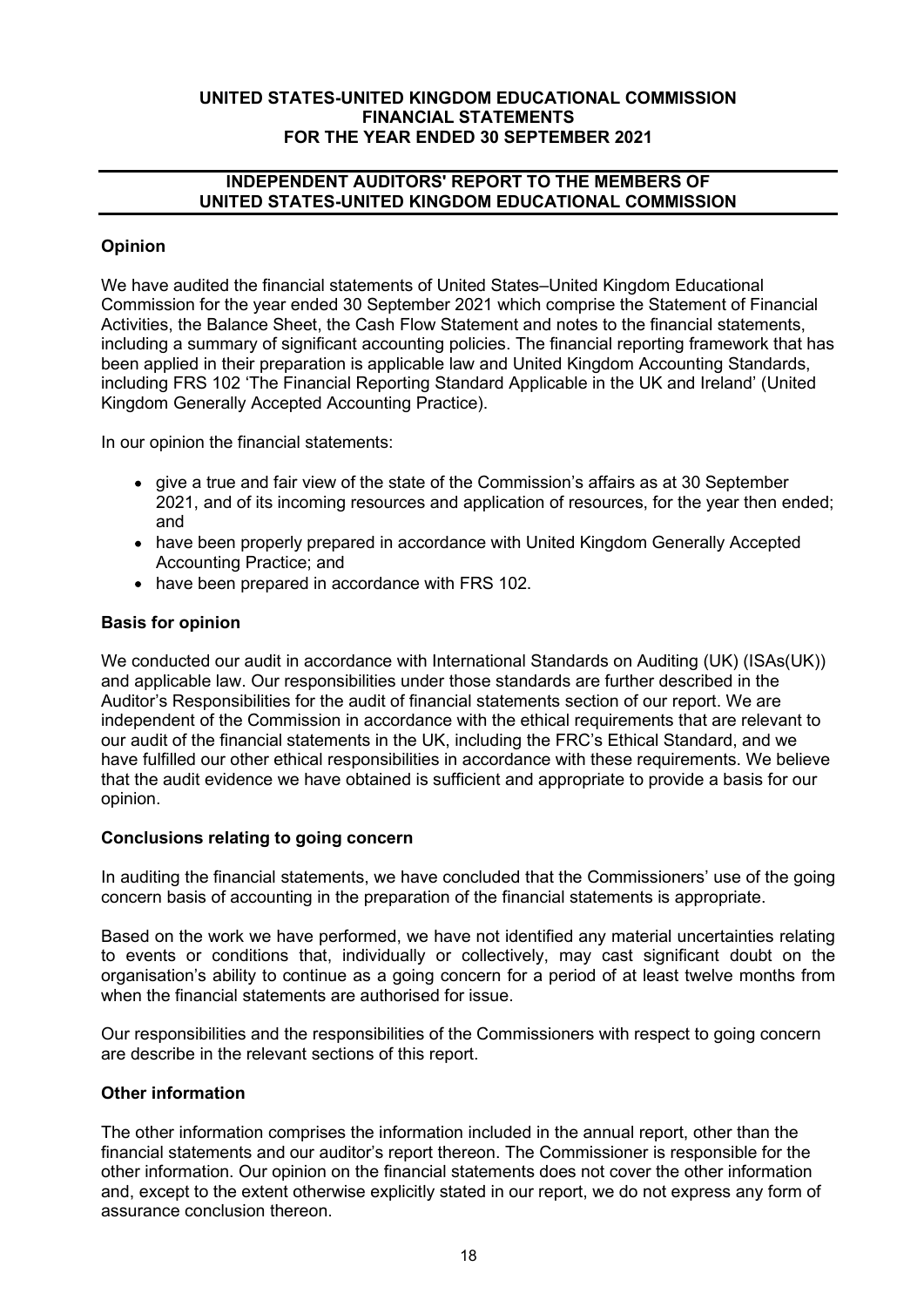**UNITED STATES-UNITED KINGDOM EDUCATIONAL COMMISSION**
**FINANCIAL STATEMENTS**
**FOR THE YEAR ENDED 30 SEPTEMBER 2021**

## INDEPENDENT AUDITORS' REPORT TO THE MEMBERS OF UNITED STATES-UNITED KINGDOM EDUCATIONAL COMMISSION

### Opinion

We have audited the financial statements of United States–United Kingdom Educational Commission for the year ended 30 September 2021 which comprise the Statement of Financial Activities, the Balance Sheet, the Cash Flow Statement and notes to the financial statements, including a summary of significant accounting policies. The financial reporting framework that has been applied in their preparation is applicable law and United Kingdom Accounting Standards, including FRS 102 'The Financial Reporting Standard Applicable in the UK and Ireland' (United Kingdom Generally Accepted Accounting Practice).

In our opinion the financial statements:

- give a true and fair view of the state of the Commission's affairs as at 30 September 2021, and of its incoming resources and application of resources, for the year then ended; and
- have been properly prepared in accordance with United Kingdom Generally Accepted Accounting Practice; and
- have been prepared in accordance with FRS 102.

### Basis for opinion

We conducted our audit in accordance with International Standards on Auditing (UK) (ISAs(UK)) and applicable law. Our responsibilities under those standards are further described in the Auditor's Responsibilities for the audit of financial statements section of our report. We are independent of the Commission in accordance with the ethical requirements that are relevant to our audit of the financial statements in the UK, including the FRC's Ethical Standard, and we have fulfilled our other ethical responsibilities in accordance with these requirements. We believe that the audit evidence we have obtained is sufficient and appropriate to provide a basis for our opinion.

### Conclusions relating to going concern

In auditing the financial statements, we have concluded that the Commissioners' use of the going concern basis of accounting in the preparation of the financial statements is appropriate.

Based on the work we have performed, we have not identified any material uncertainties relating to events or conditions that, individually or collectively, may cast significant doubt on the organisation's ability to continue as a going concern for a period of at least twelve months from when the financial statements are authorised for issue.

Our responsibilities and the responsibilities of the Commissioners with respect to going concern are describe in the relevant sections of this report.

### Other information

The other information comprises the information included in the annual report, other than the financial statements and our auditor's report thereon. The Commissioner is responsible for the other information. Our opinion on the financial statements does not cover the other information and, except to the extent otherwise explicitly stated in our report, we do not express any form of assurance conclusion thereon.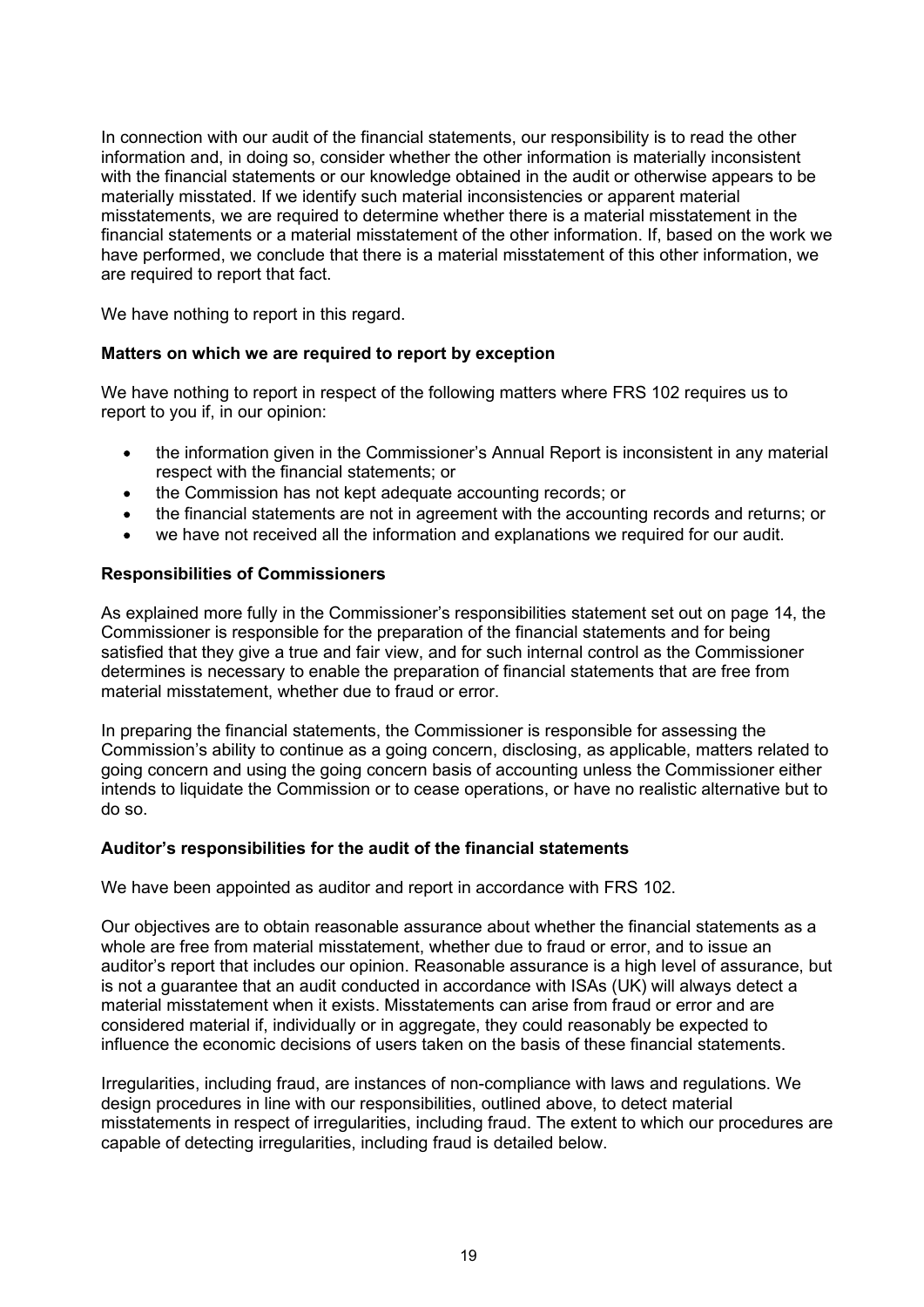In connection with our audit of the financial statements, our responsibility is to read the other information and, in doing so, consider whether the other information is materially inconsistent with the financial statements or our knowledge obtained in the audit or otherwise appears to be materially misstated. If we identify such material inconsistencies or apparent material misstatements, we are required to determine whether there is a material misstatement in the financial statements or a material misstatement of the other information. If, based on the work we have performed, we conclude that there is a material misstatement of this other information, we are required to report that fact.

We have nothing to report in this regard.

**Matters on which we are required to report by exception**

We have nothing to report in respect of the following matters where FRS 102 requires us to report to you if, in our opinion:

- the information given in the Commissioner's Annual Report is inconsistent in any material respect with the financial statements; or
- the Commission has not kept adequate accounting records; or
- the financial statements are not in agreement with the accounting records and returns; or
- we have not received all the information and explanations we required for our audit.

**Responsibilities of Commissioners**

As explained more fully in the Commissioner's responsibilities statement set out on page 14, the Commissioner is responsible for the preparation of the financial statements and for being satisfied that they give a true and fair view, and for such internal control as the Commissioner determines is necessary to enable the preparation of financial statements that are free from material misstatement, whether due to fraud or error.

In preparing the financial statements, the Commissioner is responsible for assessing the Commission's ability to continue as a going concern, disclosing, as applicable, matters related to going concern and using the going concern basis of accounting unless the Commissioner either intends to liquidate the Commission or to cease operations, or have no realistic alternative but to do so.

**Auditor's responsibilities for the audit of the financial statements**

We have been appointed as auditor and report in accordance with FRS 102.

Our objectives are to obtain reasonable assurance about whether the financial statements as a whole are free from material misstatement, whether due to fraud or error, and to issue an auditor's report that includes our opinion. Reasonable assurance is a high level of assurance, but is not a guarantee that an audit conducted in accordance with ISAs (UK) will always detect a material misstatement when it exists. Misstatements can arise from fraud or error and are considered material if, individually or in aggregate, they could reasonably be expected to influence the economic decisions of users taken on the basis of these financial statements.

Irregularities, including fraud, are instances of non-compliance with laws and regulations. We design procedures in line with our responsibilities, outlined above, to detect material misstatements in respect of irregularities, including fraud. The extent to which our procedures are capable of detecting irregularities, including fraud is detailed below.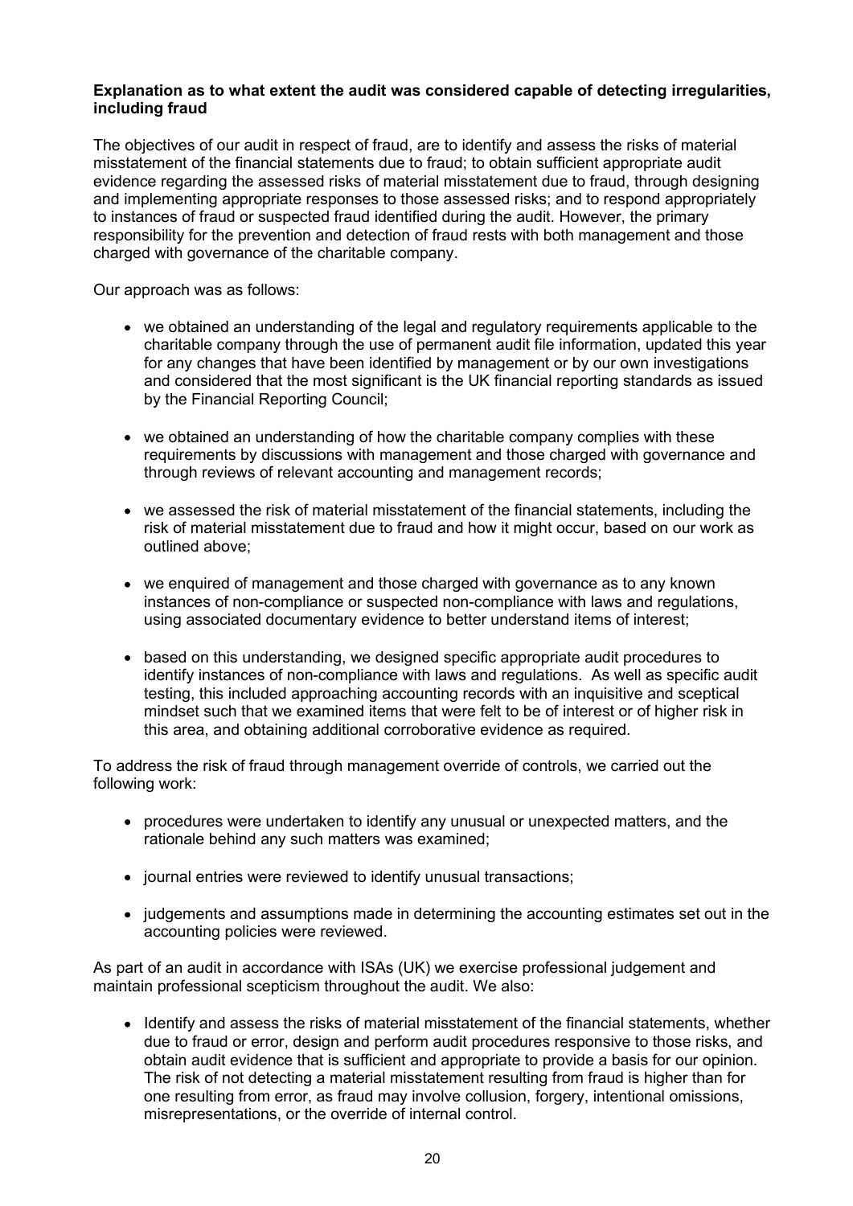**Explanation as to what extent the audit was considered capable of detecting irregularities, including fraud**

The objectives of our audit in respect of fraud, are to identify and assess the risks of material misstatement of the financial statements due to fraud; to obtain sufficient appropriate audit evidence regarding the assessed risks of material misstatement due to fraud, through designing and implementing appropriate responses to those assessed risks; and to respond appropriately to instances of fraud or suspected fraud identified during the audit. However, the primary responsibility for the prevention and detection of fraud rests with both management and those charged with governance of the charitable company.

Our approach was as follows:

- we obtained an understanding of the legal and regulatory requirements applicable to the charitable company through the use of permanent audit file information, updated this year for any changes that have been identified by management or by our own investigations and considered that the most significant is the UK financial reporting standards as issued by the Financial Reporting Council;

- we obtained an understanding of how the charitable company complies with these requirements by discussions with management and those charged with governance and through reviews of relevant accounting and management records;

- we assessed the risk of material misstatement of the financial statements, including the risk of material misstatement due to fraud and how it might occur, based on our work as outlined above;

- we enquired of management and those charged with governance as to any known instances of non-compliance or suspected non-compliance with laws and regulations, using associated documentary evidence to better understand items of interest;

- based on this understanding, we designed specific appropriate audit procedures to identify instances of non-compliance with laws and regulations. As well as specific audit testing, this included approaching accounting records with an inquisitive and sceptical mindset such that we examined items that were felt to be of interest or of higher risk in this area, and obtaining additional corroborative evidence as required.

To address the risk of fraud through management override of controls, we carried out the following work:

- procedures were undertaken to identify any unusual or unexpected matters, and the rationale behind any such matters was examined;

- journal entries were reviewed to identify unusual transactions;

- judgements and assumptions made in determining the accounting estimates set out in the accounting policies were reviewed.

As part of an audit in accordance with ISAs (UK) we exercise professional judgement and maintain professional scepticism throughout the audit. We also:

- Identify and assess the risks of material misstatement of the financial statements, whether due to fraud or error, design and perform audit procedures responsive to those risks, and obtain audit evidence that is sufficient and appropriate to provide a basis for our opinion. The risk of not detecting a material misstatement resulting from fraud is higher than for one resulting from error, as fraud may involve collusion, forgery, intentional omissions, misrepresentations, or the override of internal control.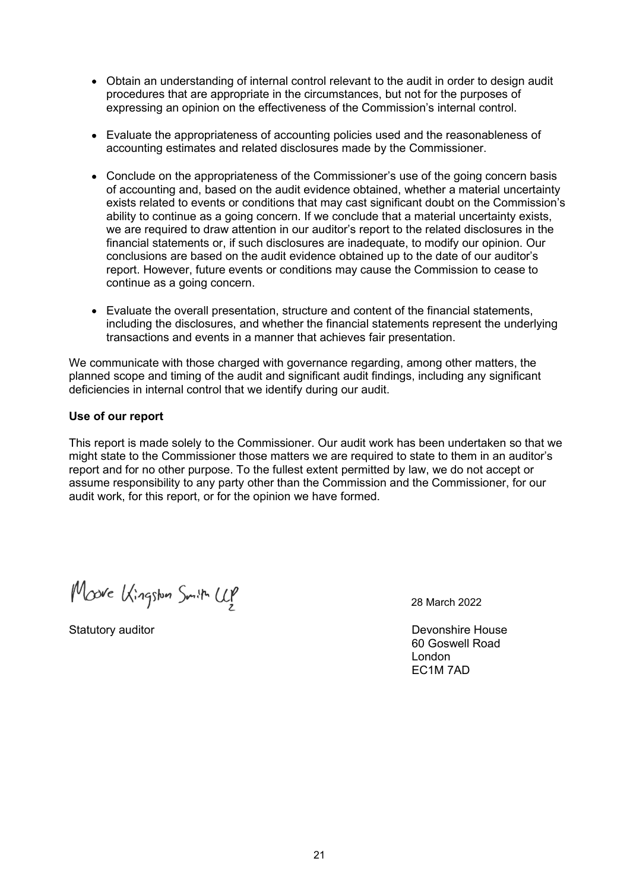- Obtain an understanding of internal control relevant to the audit in order to design audit procedures that are appropriate in the circumstances, but not for the purposes of expressing an opinion on the effectiveness of the Commission's internal control.
- Evaluate the appropriateness of accounting policies used and the reasonableness of accounting estimates and related disclosures made by the Commissioner.
- Conclude on the appropriateness of the Commissioner's use of the going concern basis of accounting and, based on the audit evidence obtained, whether a material uncertainty exists related to events or conditions that may cast significant doubt on the Commission's ability to continue as a going concern. If we conclude that a material uncertainty exists, we are required to draw attention in our auditor's report to the related disclosures in the financial statements or, if such disclosures are inadequate, to modify our opinion. Our conclusions are based on the audit evidence obtained up to the date of our auditor's report. However, future events or conditions may cause the Commission to cease to continue as a going concern.
- Evaluate the overall presentation, structure and content of the financial statements, including the disclosures, and whether the financial statements represent the underlying transactions and events in a manner that achieves fair presentation.

We communicate with those charged with governance regarding, among other matters, the planned scope and timing of the audit and significant audit findings, including any significant deficiencies in internal control that we identify during our audit.

**Use of our report**

This report is made solely to the Commissioner. Our audit work has been undertaken so that we might state to the Commissioner those matters we are required to state to them in an auditor's report and for no other purpose. To the fullest extent permitted by law, we do not accept or assume responsibility to any party other than the Commission and the Commissioner, for our audit work, for this report, or for the opinion we have formed.

Moore Kingston Smith LLP

28 March 2022

Statutory auditor

Devonshire House
60 Goswell Road
London
EC1M 7AD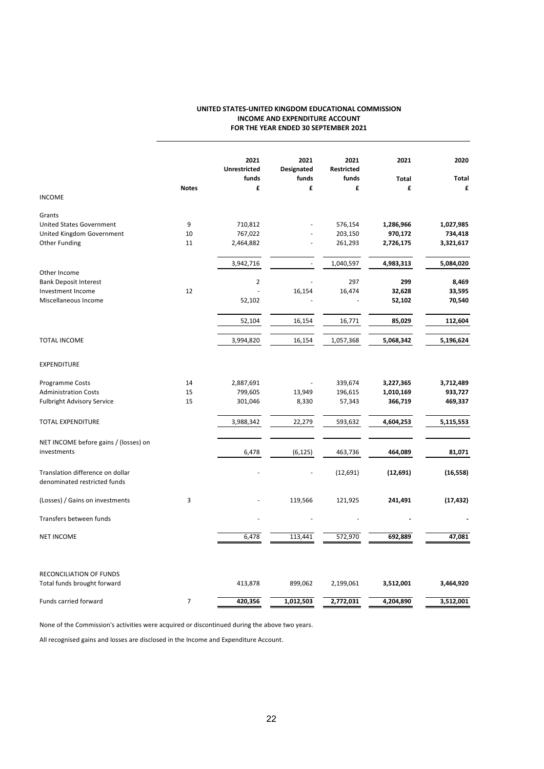# UNITED STATES-UNITED KINGDOM EDUCATIONAL COMMISSION
## INCOME AND EXPENDITURE ACCOUNT
## FOR THE YEAR ENDED 30 SEPTEMBER 2021

| | Notes | 2021 Unrestricted funds £ | 2021 Designated funds £ | 2021 Restricted funds £ | 2021 Total £ | 2020 Total £ |
|---|---|---|---|---|---|---|
| INCOME | | | | | | |
| Grants | | | | | | |
| United States Government | 9 | 710,812 | - | 576,154 | **1,286,966** | **1,027,985** |
| United Kingdom Government | 10 | 767,022 | - | 203,150 | **970,172** | **734,418** |
| Other Funding | 11 | 2,464,882 | - | 261,293 | **2,726,175** | **3,321,617** |
| | | 3,942,716 | - | 1,040,597 | **4,983,313** | **5,084,020** |
| Other Income | | | | | | |
| Bank Deposit Interest | | 2 | - | 297 | **299** | **8,469** |
| Investment Income | 12 | - | 16,154 | 16,474 | **32,628** | **33,595** |
| Miscellaneous Income | | 52,102 | - | - | **52,102** | **70,540** |
| | | 52,104 | 16,154 | 16,771 | **85,029** | **112,604** |
| TOTAL INCOME | | 3,994,820 | 16,154 | 1,057,368 | **5,068,342** | **5,196,624** |
| EXPENDITURE | | | | | | |
| Programme Costs | 14 | 2,887,691 | - | 339,674 | **3,227,365** | **3,712,489** |
| Administration Costs | 15 | 799,605 | 13,949 | 196,615 | **1,010,169** | **933,727** |
| Fulbright Advisory Service | 15 | 301,046 | 8,330 | 57,343 | **366,719** | **469,337** |
| TOTAL EXPENDITURE | | 3,988,342 | 22,279 | 593,632 | **4,604,253** | **5,115,553** |
| NET INCOME before gains / (losses) on investments | | 6,478 | (6,125) | 463,736 | **464,089** | **81,071** |
| Translation difference on dollar denominated restricted funds | | - | - | (12,691) | **(12,691)** | **(16,558)** |
| (Losses) / Gains on investments | 3 | - | 119,566 | 121,925 | **241,491** | **(17,432)** |
| Transfers between funds | | - | - | - | **-** | **-** |
| NET INCOME | | 6,478 | 113,441 | 572,970 | **692,889** | **47,081** |
| RECONCILIATION OF FUNDS | | | | | | |
| Total funds brought forward | | 413,878 | 899,062 | 2,199,061 | **3,512,001** | **3,464,920** |
| Funds carried forward | 7 | **420,356** | **1,012,503** | **2,772,031** | **4,204,890** | **3,512,001** |

None of the Commission's activities were acquired or discontinued during the above two years.

All recognised gains and losses are disclosed in the Income and Expenditure Account.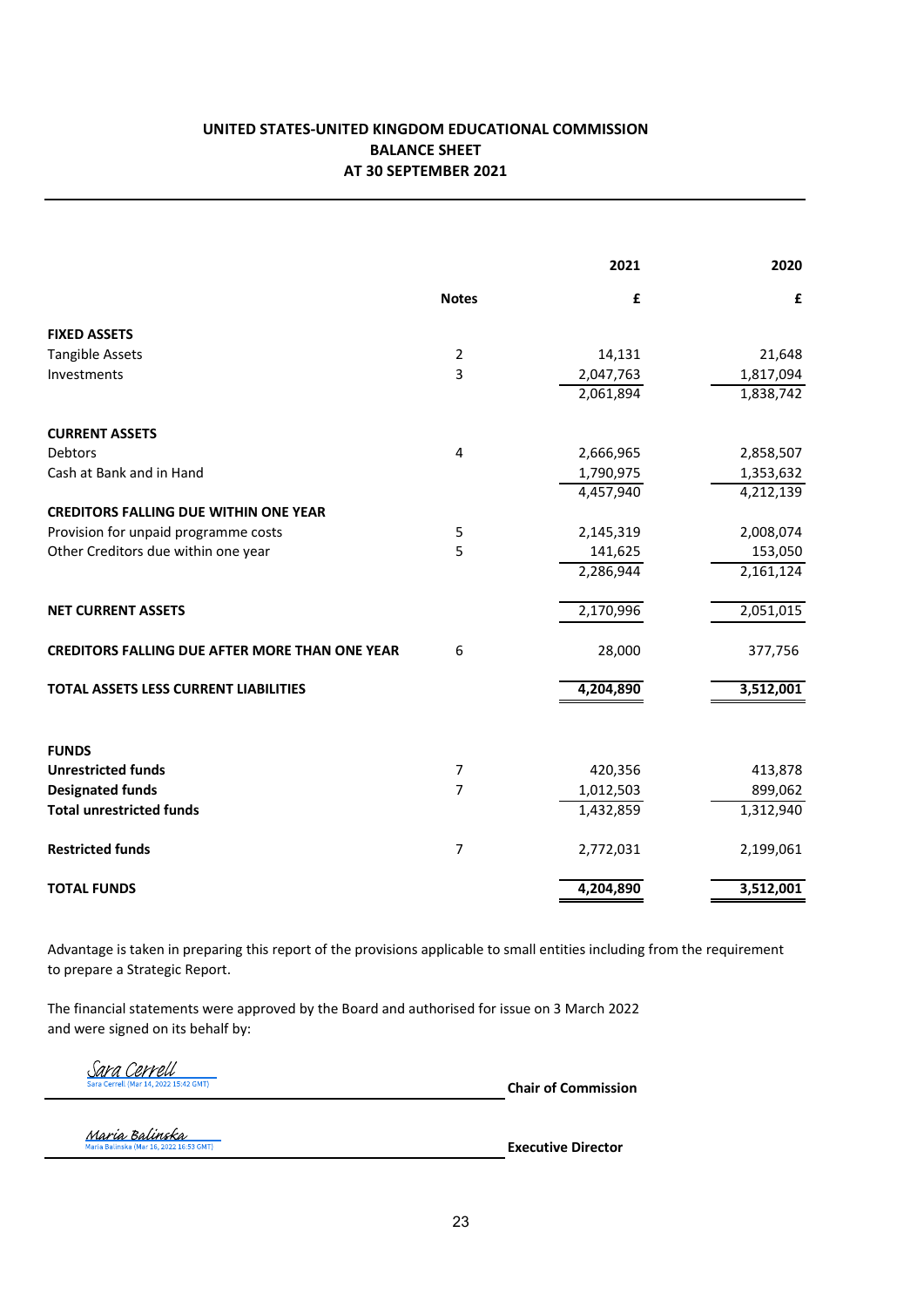# UNITED STATES-UNITED KINGDOM EDUCATIONAL COMMISSION
## BALANCE SHEET
## AT 30 SEPTEMBER 2021

| | Notes | 2021 £ | 2020 £ |
|---|---|---|---|
| **FIXED ASSETS** | | | |
| Tangible Assets | 2 | 14,131 | 21,648 |
| Investments | 3 | 2,047,763 | 1,817,094 |
| | | 2,061,894 | 1,838,742 |
| **CURRENT ASSETS** | | | |
| Debtors | 4 | 2,666,965 | 2,858,507 |
| Cash at Bank and in Hand | | 1,790,975 | 1,353,632 |
| | | 4,457,940 | 4,212,139 |
| **CREDITORS FALLING DUE WITHIN ONE YEAR** | | | |
| Provision for unpaid programme costs | 5 | 2,145,319 | 2,008,074 |
| Other Creditors due within one year | 5 | 141,625 | 153,050 |
| | | 2,286,944 | 2,161,124 |
| **NET CURRENT ASSETS** | | 2,170,996 | 2,051,015 |
| **CREDITORS FALLING DUE AFTER MORE THAN ONE YEAR** | 6 | 28,000 | 377,756 |
| **TOTAL ASSETS LESS CURRENT LIABILITIES** | | **4,204,890** | **3,512,001** |
| **FUNDS** | | | |
| **Unrestricted funds** | 7 | 420,356 | 413,878 |
| **Designated funds** | 7 | 1,012,503 | 899,062 |
| **Total unrestricted funds** | | 1,432,859 | 1,312,940 |
| **Restricted funds** | 7 | 2,772,031 | 2,199,061 |
| **TOTAL FUNDS** | | **4,204,890** | **3,512,001** |

Advantage is taken in preparing this report of the provisions applicable to small entities including from the requirement to prepare a Strategic Report.

The financial statements were approved by the Board and authorised for issue on 3 March 2022 and were signed on its behalf by:

Sara Cerrell
Sara Cerrell (Mar 14, 2022 15:42 GMT)
**Chair of Commission**

Maria Balinska
Maria Balinska (Mar 16, 2022 16:53 GMT)
**Executive Director**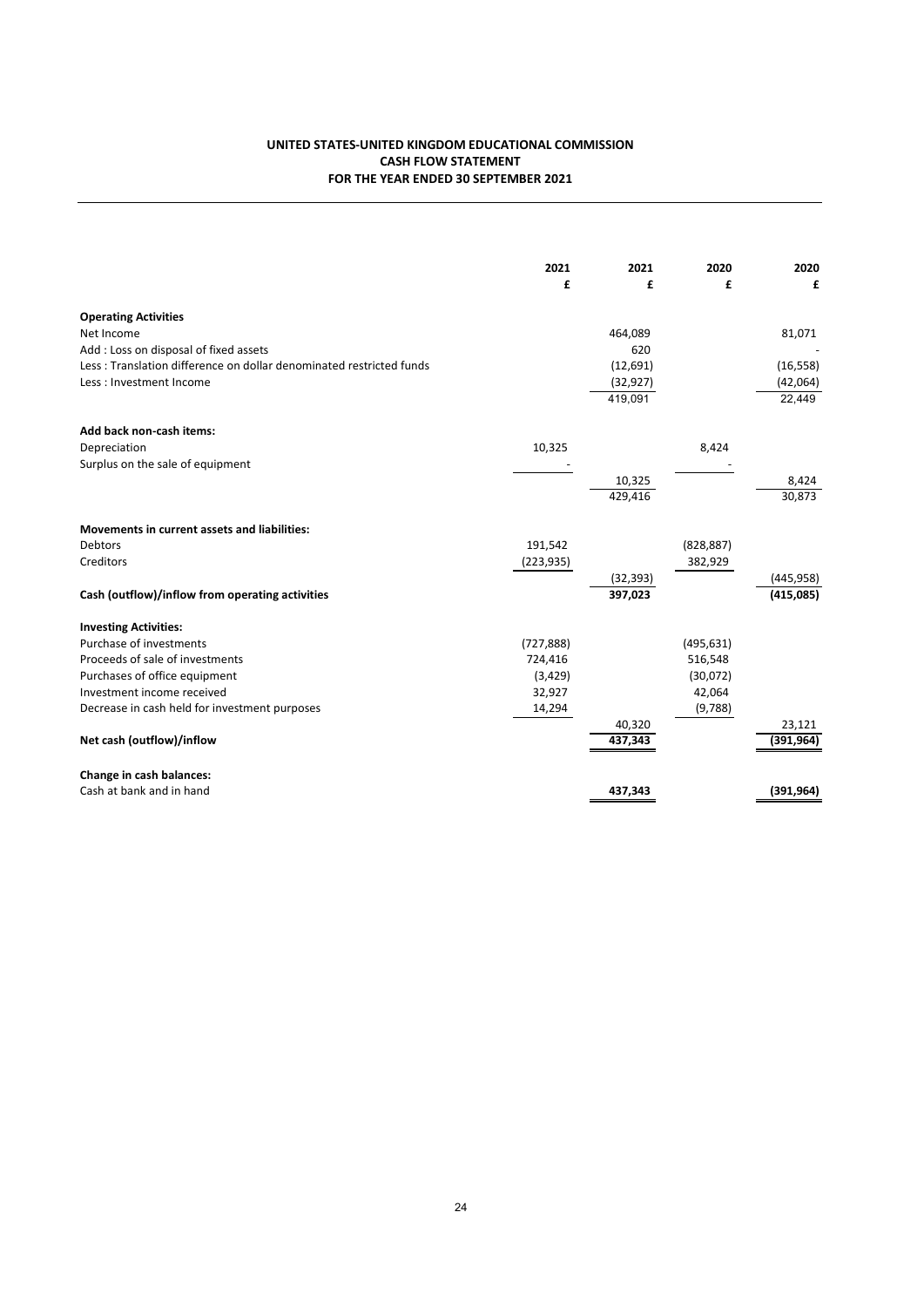**UNITED STATES-UNITED KINGDOM EDUCATIONAL COMMISSION**
**CASH FLOW STATEMENT**
**FOR THE YEAR ENDED 30 SEPTEMBER 2021**

| | 2021 | 2021 | 2020 | 2020 |
|---|---|---|---|---|
| | £ | £ | £ | £ |
| **Operating Activities** | | | | |
| Net Income | | 464,089 | | 81,071 |
| Add : Loss on disposal of fixed assets | | 620 | | - |
| Less : Translation difference on dollar denominated restricted funds | | (12,691) | | (16,558) |
| Less : Investment Income | | (32,927) | | (42,064) |
| | | 419,091 | | 22,449 |
| **Add back non-cash items:** | | | | |
| Depreciation | 10,325 | | 8,424 | |
| Surplus on the sale of equipment | - | | - | |
| | | 10,325 | | 8,424 |
| | | 429,416 | | 30,873 |
| **Movements in current assets and liabilities:** | | | | |
| Debtors | 191,542 | | (828,887) | |
| Creditors | (223,935) | | 382,929 | |
| | | (32,393) | | (445,958) |
| **Cash (outflow)/inflow from operating activities** | | **397,023** | | **(415,085)** |
| **Investing Activities:** | | | | |
| Purchase of investments | (727,888) | | (495,631) | |
| Proceeds of sale of investments | 724,416 | | 516,548 | |
| Purchases of office equipment | (3,429) | | (30,072) | |
| Investment income received | 32,927 | | 42,064 | |
| Decrease in cash held for investment purposes | 14,294 | | (9,788) | |
| | | 40,320 | | 23,121 |
| **Net cash (outflow)/inflow** | | **437,343** | | **(391,964)** |
| **Change in cash balances:** | | | | |
| Cash at bank and in hand | | **437,343** | | **(391,964)** |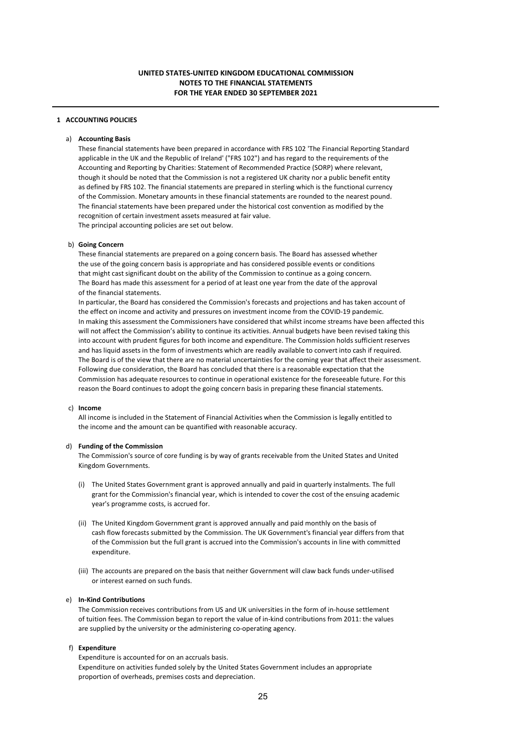# UNITED STATES-UNITED KINGDOM EDUCATIONAL COMMISSION
## NOTES TO THE FINANCIAL STATEMENTS
## FOR THE YEAR ENDED 30 SEPTEMBER 2021

### 1 ACCOUNTING POLICIES

#### a) Accounting Basis

These financial statements have been prepared in accordance with FRS 102 'The Financial Reporting Standard applicable in the UK and the Republic of Ireland' ("FRS 102") and has regard to the requirements of the Accounting and Reporting by Charities: Statement of Recommended Practice (SORP) where relevant, though it should be noted that the Commission is not a registered UK charity nor a public benefit entity as defined by FRS 102. The financial statements are prepared in sterling which is the functional currency of the Commission. Monetary amounts in these financial statements are rounded to the nearest pound. The financial statements have been prepared under the historical cost convention as modified by the recognition of certain investment assets measured at fair value.
The principal accounting policies are set out below.

#### b) Going Concern

These financial statements are prepared on a going concern basis. The Board has assessed whether the use of the going concern basis is appropriate and has considered possible events or conditions that might cast significant doubt on the ability of the Commission to continue as a going concern. The Board has made this assessment for a period of at least one year from the date of the approval of the financial statements.
In particular, the Board has considered the Commission's forecasts and projections and has taken account of the effect on income and activity and pressures on investment income from the COVID-19 pandemic. In making this assessment the Commissioners have considered that whilst income streams have been affected this will not affect the Commission's ability to continue its activities. Annual budgets have been revised taking this into account with prudent figures for both income and expenditure. The Commission holds sufficient reserves and has liquid assets in the form of investments which are readily available to convert into cash if required. The Board is of the view that there are no material uncertainties for the coming year that affect their assessment. Following due consideration, the Board has concluded that there is a reasonable expectation that the Commission has adequate resources to continue in operational existence for the foreseeable future. For this reason the Board continues to adopt the going concern basis in preparing these financial statements.

#### c) Income

All income is included in the Statement of Financial Activities when the Commission is legally entitled to the income and the amount can be quantified with reasonable accuracy.

#### d) Funding of the Commission

The Commission's source of core funding is by way of grants receivable from the United States and United Kingdom Governments.

(i) The United States Government grant is approved annually and paid in quarterly instalments. The full grant for the Commission's financial year, which is intended to cover the cost of the ensuing academic year's programme costs, is accrued for.

(ii) The United Kingdom Government grant is approved annually and paid monthly on the basis of cash flow forecasts submitted by the Commission. The UK Government's financial year differs from that of the Commission but the full grant is accrued into the Commission's accounts in line with committed expenditure.

(iii) The accounts are prepared on the basis that neither Government will claw back funds under-utilised or interest earned on such funds.

#### e) In-Kind Contributions

The Commission receives contributions from US and UK universities in the form of in-house settlement of tuition fees. The Commission began to report the value of in-kind contributions from 2011: the values are supplied by the university or the administering co-operating agency.

#### f) Expenditure

Expenditure is accounted for on an accruals basis.
Expenditure on activities funded solely by the United States Government includes an appropriate proportion of overheads, premises costs and depreciation.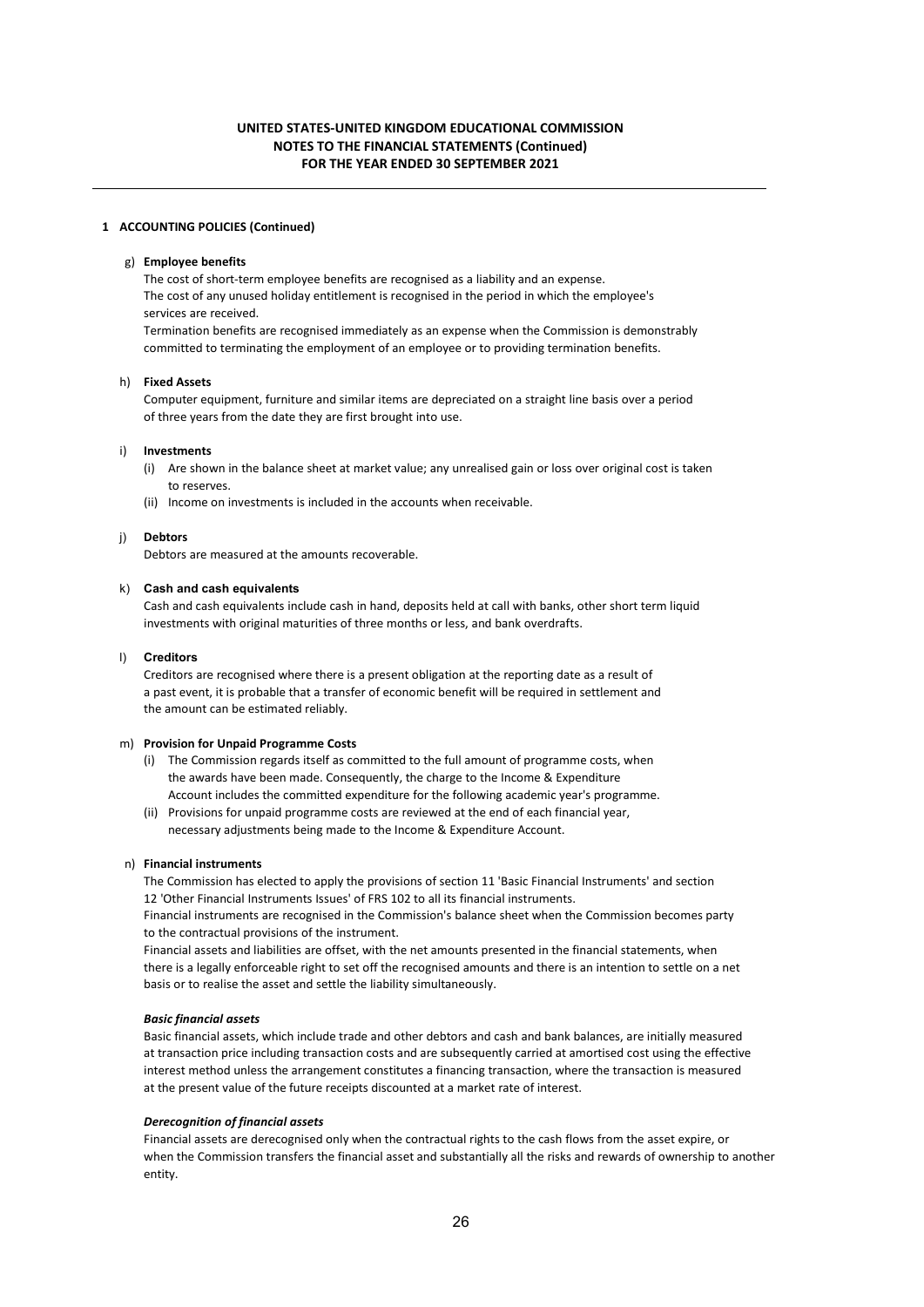## 1 ACCOUNTING POLICIES (Continued)

### g) Employee benefits

The cost of short-term employee benefits are recognised as a liability and an expense.
The cost of any unused holiday entitlement is recognised in the period in which the employee's services are received.
Termination benefits are recognised immediately as an expense when the Commission is demonstrably committed to terminating the employment of an employee or to providing termination benefits.

### h) Fixed Assets

Computer equipment, furniture and similar items are depreciated on a straight line basis over a period of three years from the date they are first brought into use.

### i) Investments

(i) Are shown in the balance sheet at market value; any unrealised gain or loss over original cost is taken to reserves.
(ii) Income on investments is included in the accounts when receivable.

### j) Debtors

Debtors are measured at the amounts recoverable.

### k) Cash and cash equivalents

Cash and cash equivalents include cash in hand, deposits held at call with banks, other short term liquid investments with original maturities of three months or less, and bank overdrafts.

### l) Creditors

Creditors are recognised where there is a present obligation at the reporting date as a result of a past event, it is probable that a transfer of economic benefit will be required in settlement and the amount can be estimated reliably.

### m) Provision for Unpaid Programme Costs

(i) The Commission regards itself as committed to the full amount of programme costs, when the awards have been made. Consequently, the charge to the Income & Expenditure Account includes the committed expenditure for the following academic year's programme.
(ii) Provisions for unpaid programme costs are reviewed at the end of each financial year, necessary adjustments being made to the Income & Expenditure Account.

### n) Financial instruments

The Commission has elected to apply the provisions of section 11 'Basic Financial Instruments' and section 12 'Other Financial Instruments Issues' of FRS 102 to all its financial instruments.
Financial instruments are recognised in the Commission's balance sheet when the Commission becomes party to the contractual provisions of the instrument.
Financial assets and liabilities are offset, with the net amounts presented in the financial statements, when there is a legally enforceable right to set off the recognised amounts and there is an intention to settle on a net basis or to realise the asset and settle the liability simultaneously.

***Basic financial assets***

Basic financial assets, which include trade and other debtors and cash and bank balances, are initially measured at transaction price including transaction costs and are subsequently carried at amortised cost using the effective interest method unless the arrangement constitutes a financing transaction, where the transaction is measured at the present value of the future receipts discounted at a market rate of interest.

***Derecognition of financial assets***

Financial assets are derecognised only when the contractual rights to the cash flows from the asset expire, or when the Commission transfers the financial asset and substantially all the risks and rewards of ownership to another entity.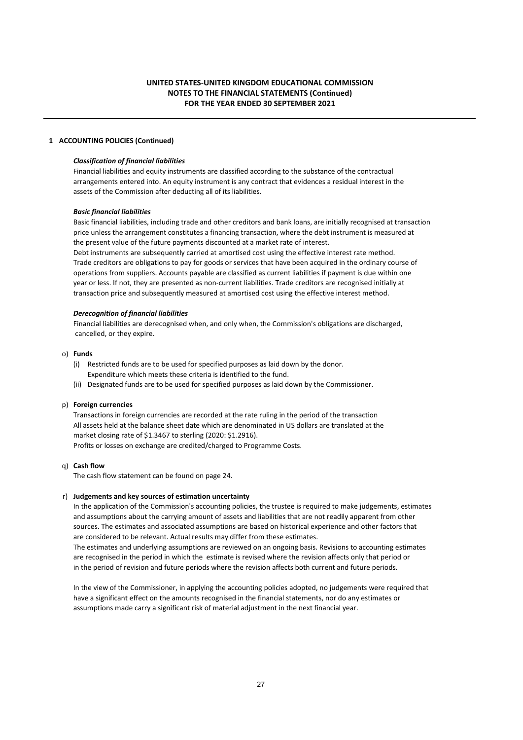## 1 ACCOUNTING POLICIES (Continued)

***Classification of financial liabilities***

Financial liabilities and equity instruments are classified according to the substance of the contractual arrangements entered into. An equity instrument is any contract that evidences a residual interest in the assets of the Commission after deducting all of its liabilities.

***Basic financial liabilities***

Basic financial liabilities, including trade and other creditors and bank loans, are initially recognised at transaction price unless the arrangement constitutes a financing transaction, where the debt instrument is measured at the present value of the future payments discounted at a market rate of interest.
Debt instruments are subsequently carried at amortised cost using the effective interest rate method.
Trade creditors are obligations to pay for goods or services that have been acquired in the ordinary course of operations from suppliers. Accounts payable are classified as current liabilities if payment is due within one year or less. If not, they are presented as non-current liabilities. Trade creditors are recognised initially at transaction price and subsequently measured at amortised cost using the effective interest method.

***Derecognition of financial liabilities***

Financial liabilities are derecognised when, and only when, the Commission's obligations are discharged, cancelled, or they expire.

o) **Funds**

(i) Restricted funds are to be used for specified purposes as laid down by the donor. Expenditure which meets these criteria is identified to the fund.
(ii) Designated funds are to be used for specified purposes as laid down by the Commissioner.

p) **Foreign currencies**

Transactions in foreign currencies are recorded at the rate ruling in the period of the transaction
All assets held at the balance sheet date which are denominated in US dollars are translated at the market closing rate of $1.3467 to sterling (2020: $1.2916).
Profits or losses on exchange are credited/charged to Programme Costs.

q) **Cash flow**

The cash flow statement can be found on page 24.

r) **Judgements and key sources of estimation uncertainty**

In the application of the Commission's accounting policies, the trustee is required to make judgements, estimates and assumptions about the carrying amount of assets and liabilities that are not readily apparent from other sources. The estimates and associated assumptions are based on historical experience and other factors that are considered to be relevant. Actual results may differ from these estimates.
The estimates and underlying assumptions are reviewed on an ongoing basis. Revisions to accounting estimates are recognised in the period in which the estimate is revised where the revision affects only that period or in the period of revision and future periods where the revision affects both current and future periods.

In the view of the Commissioner, in applying the accounting policies adopted, no judgements were required that have a significant effect on the amounts recognised in the financial statements, nor do any estimates or assumptions made carry a significant risk of material adjustment in the next financial year.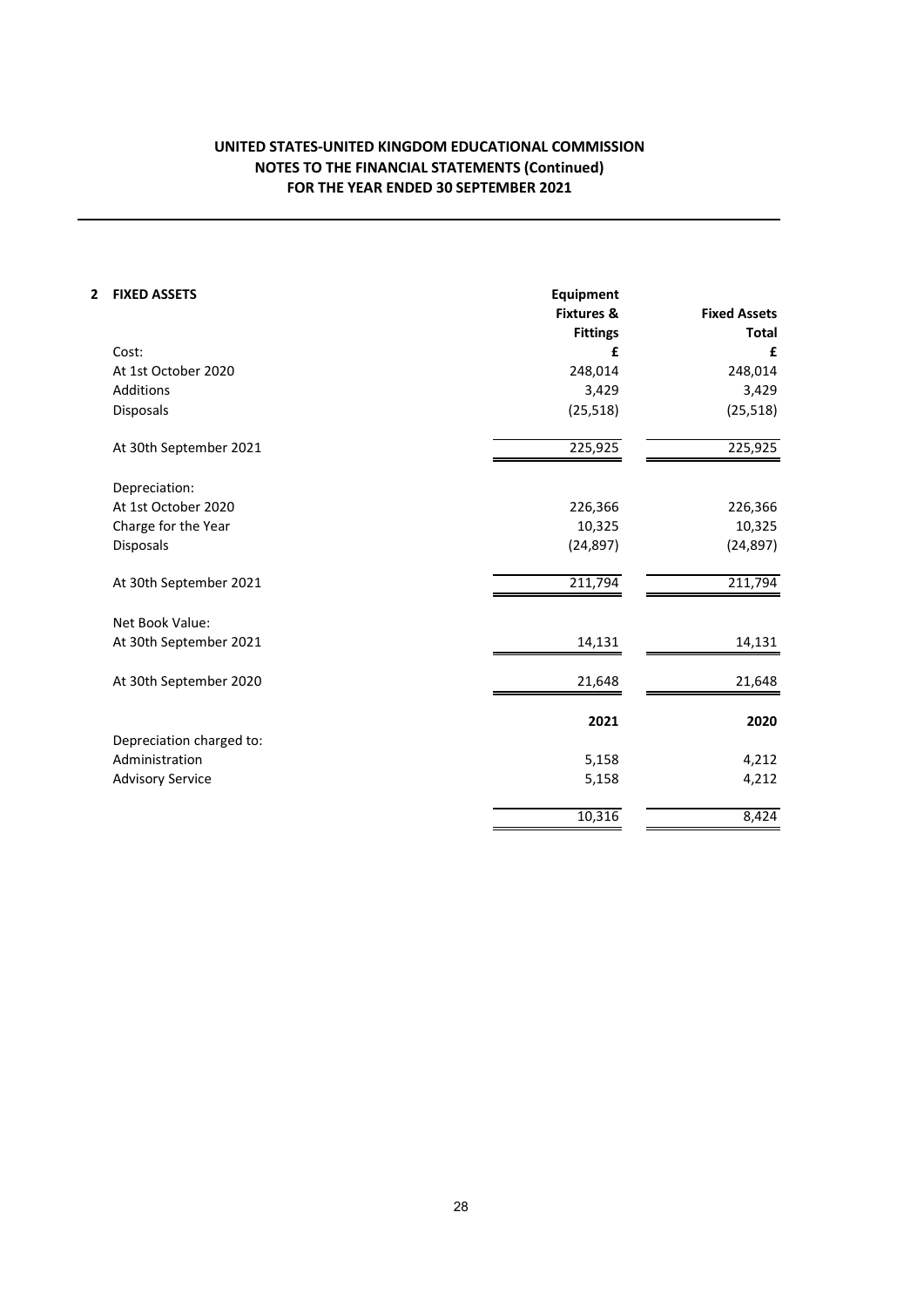**UNITED STATES-UNITED KINGDOM EDUCATIONAL COMMISSION**
**NOTES TO THE FINANCIAL STATEMENTS (Continued)**
**FOR THE YEAR ENDED 30 SEPTEMBER 2021**

## 2 FIXED ASSETS

| | Equipment Fixtures & Fittings | Fixed Assets Total |
|---|---|---|
| Cost: | £ | £ |
| At 1st October 2020 | 248,014 | 248,014 |
| Additions | 3,429 | 3,429 |
| Disposals | (25,518) | (25,518) |
| At 30th September 2021 | 225,925 | 225,925 |
| Depreciation: | | |
| At 1st October 2020 | 226,366 | 226,366 |
| Charge for the Year | 10,325 | 10,325 |
| Disposals | (24,897) | (24,897) |
| At 30th September 2021 | 211,794 | 211,794 |
| Net Book Value: | | |
| At 30th September 2021 | 14,131 | 14,131 |
| At 30th September 2020 | 21,648 | 21,648 |

| | 2021 | 2020 |
|---|---|---|
| Depreciation charged to: | | |
| Administration | 5,158 | 4,212 |
| Advisory Service | 5,158 | 4,212 |
| | 10,316 | 8,424 |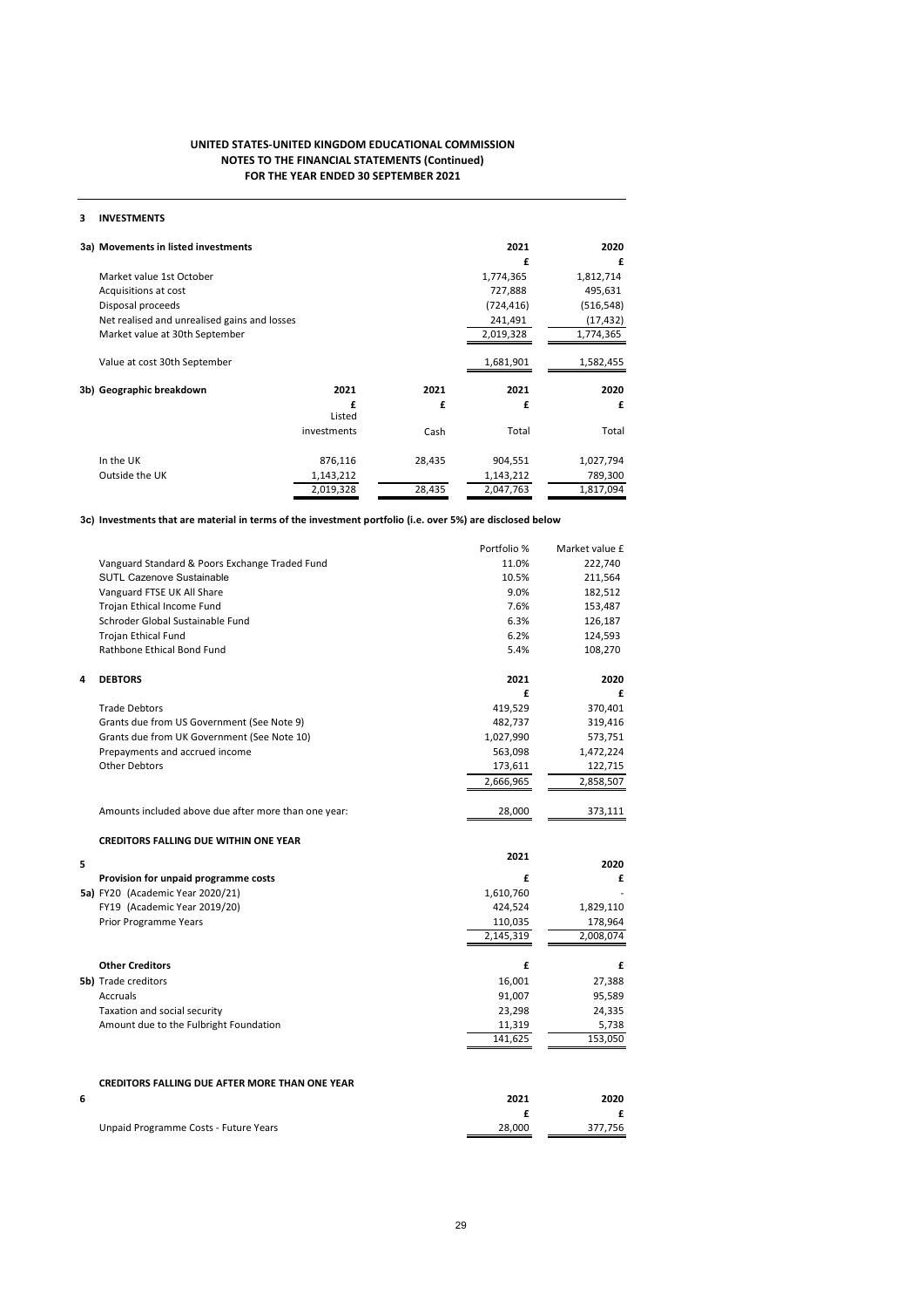**UNITED STATES-UNITED KINGDOM EDUCATIONAL COMMISSION**
**NOTES TO THE FINANCIAL STATEMENTS (Continued)**
**FOR THE YEAR ENDED 30 SEPTEMBER 2021**

## 3 INVESTMENTS

### 3a) Movements in listed investments

| | 2021 | 2020 |
|---|---|---|
| | £ | £ |
| Market value 1st October | 1,774,365 | 1,812,714 |
| Acquisitions at cost | 727,888 | 495,631 |
| Disposal proceeds | (724,416) | (516,548) |
| Net realised and unrealised gains and losses | 241,491 | (17,432) |
| Market value at 30th September | 2,019,328 | 1,774,365 |
| Value at cost 30th September | 1,681,901 | 1,582,455 |

### 3b) Geographic breakdown

| | 2021 | 2021 | 2021 | 2020 |
|---|---|---|---|---|
| | £ | £ | £ | £ |
| | Listed investments | Cash | Total | Total |
| In the UK | 876,116 | 28,435 | 904,551 | 1,027,794 |
| Outside the UK | 1,143,212 | | 1,143,212 | 789,300 |
| | 2,019,328 | 28,435 | 2,047,763 | 1,817,094 |

### 3c) Investments that are material in terms of the investment portfolio (i.e. over 5%) are disclosed below

| | Portfolio % | Market value £ |
|---|---|---|
| Vanguard Standard & Poors Exchange Traded Fund | 11.0% | 222,740 |
| SUTL Cazenove Sustainable | 10.5% | 211,564 |
| Vanguard FTSE UK All Share | 9.0% | 182,512 |
| Trojan Ethical Income Fund | 7.6% | 153,487 |
| Schroder Global Sustainable Fund | 6.3% | 126,187 |
| Trojan Ethical Fund | 6.2% | 124,593 |
| Rathbone Ethical Bond Fund | 5.4% | 108,270 |

## 4 DEBTORS

| | 2021 | 2020 |
|---|---|---|
| | £ | £ |
| Trade Debtors | 419,529 | 370,401 |
| Grants due from US Government (See Note 9) | 482,737 | 319,416 |
| Grants due from UK Government (See Note 10) | 1,027,990 | 573,751 |
| Prepayments and accrued income | 563,098 | 1,472,224 |
| Other Debtors | 173,611 | 122,715 |
| | 2,666,965 | 2,858,507 |
| Amounts included above due after more than one year: | 28,000 | 373,111 |

## 5 CREDITORS FALLING DUE WITHIN ONE YEAR

| | 2021 | 2020 |
|---|---|---|
| **Provision for unpaid programme costs** | £ | £ |
| 5a) FY20 (Academic Year 2020/21) | 1,610,760 | - |
| FY19 (Academic Year 2019/20) | 424,524 | 1,829,110 |
| Prior Programme Years | 110,035 | 178,964 |
| | 2,145,319 | 2,008,074 |

| | | |
|---|---|---|
| **Other Creditors** | £ | £ |
| 5b) Trade creditors | 16,001 | 27,388 |
| Accruals | 91,007 | 95,589 |
| Taxation and social security | 23,298 | 24,335 |
| Amount due to the Fulbright Foundation | 11,319 | 5,738 |
| | 141,625 | 153,050 |

## 6 CREDITORS FALLING DUE AFTER MORE THAN ONE YEAR

| | 2021 | 2020 |
|---|---|---|
| | £ | £ |
| Unpaid Programme Costs - Future Years | 28,000 | 377,756 |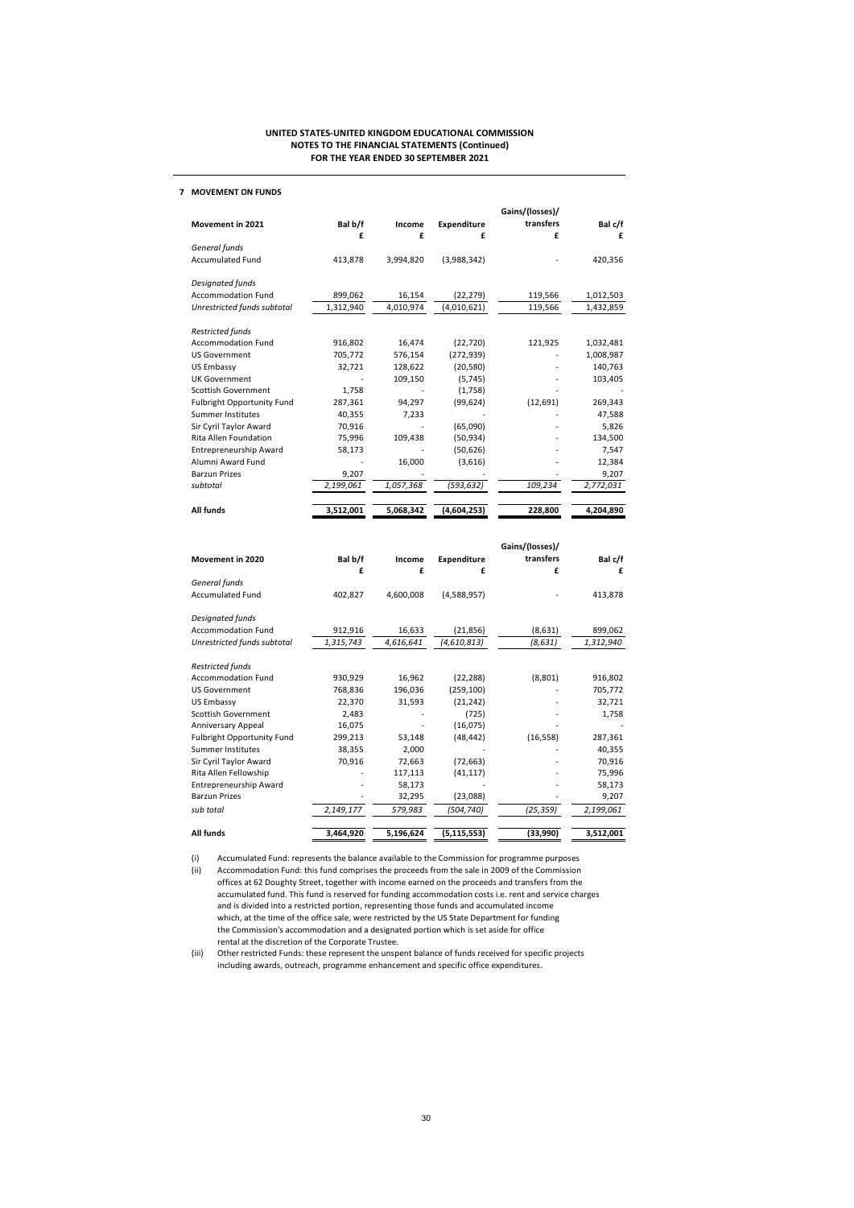## 7 MOVEMENT ON FUNDS

| Movement in 2021 | Bal b/f £ | Income £ | Expenditure £ | Gains/(losses)/ transfers £ | Bal c/f £ |
|---|---|---|---|---|---|
| *General funds* | | | | | |
| Accumulated Fund | 413,878 | 3,994,820 | (3,988,342) | - | 420,356 |
| *Designated funds* | | | | | |
| Accommodation Fund | 899,062 | 16,154 | (22,279) | 119,566 | 1,012,503 |
| *Unrestricted funds subtotal* | 1,312,940 | 4,010,974 | (4,010,621) | 119,566 | 1,432,859 |
| *Restricted funds* | | | | | |
| Accommodation Fund | 916,802 | 16,474 | (22,720) | 121,925 | 1,032,481 |
| US Government | 705,772 | 576,154 | (272,939) | - | 1,008,987 |
| US Embassy | 32,721 | 128,622 | (20,580) | - | 140,763 |
| UK Government | - | 109,150 | (5,745) | - | 103,405 |
| Scottish Government | 1,758 | - | (1,758) | - | - |
| Fulbright Opportunity Fund | 287,361 | 94,297 | (99,624) | (12,691) | 269,343 |
| Summer Institutes | 40,355 | 7,233 | - | - | 47,588 |
| Sir Cyril Taylor Award | 70,916 | - | (65,090) | - | 5,826 |
| Rita Allen Foundation | 75,996 | 109,438 | (50,934) | - | 134,500 |
| Entrepreneurship Award | 58,173 | - | (50,626) | - | 7,547 |
| Alumni Award Fund | - | 16,000 | (3,616) | - | 12,384 |
| Barzun Prizes | 9,207 | - | - | - | 9,207 |
| *subtotal* | *2,199,061* | *1,057,368* | *(593,632)* | *109,234* | *2,772,031* |
| **All funds** | **3,512,001** | **5,068,342** | **(4,604,253)** | **228,800** | **4,204,890** |

| Movement in 2020 | Bal b/f £ | Income £ | Expenditure £ | Gains/(losses)/ transfers £ | Bal c/f £ |
|---|---|---|---|---|---|
| *General funds* | | | | | |
| Accumulated Fund | 402,827 | 4,600,008 | (4,588,957) | - | 413,878 |
| *Designated funds* | | | | | |
| Accommodation Fund | 912,916 | 16,633 | (21,856) | (8,631) | 899,062 |
| *Unrestricted funds subtotal* | *1,315,743* | *4,616,641* | *(4,610,813)* | *(8,631)* | *1,312,940* |
| *Restricted funds* | | | | | |
| Accommodation Fund | 930,929 | 16,962 | (22,288) | (8,801) | 916,802 |
| US Government | 768,836 | 196,036 | (259,100) | - | 705,772 |
| US Embassy | 22,370 | 31,593 | (21,242) | - | 32,721 |
| Scottish Government | 2,483 | - | (725) | - | 1,758 |
| Anniversary Appeal | 16,075 | - | (16,075) | - | - |
| Fulbright Opportunity Fund | 299,213 | 53,148 | (48,442) | (16,558) | 287,361 |
| Summer Institutes | 38,355 | 2,000 | - | - | 40,355 |
| Sir Cyril Taylor Award | 70,916 | 72,663 | (72,663) | - | 70,916 |
| Rita Allen Fellowship | - | 117,113 | (41,117) | - | 75,996 |
| Entrepreneurship Award | - | 58,173 | - | - | 58,173 |
| Barzun Prizes | - | 32,295 | (23,088) | - | 9,207 |
| *sub total* | *2,149,177* | *579,983* | *(504,740)* | *(25,359)* | *2,199,061* |
| **All funds** | **3,464,920** | **5,196,624** | **(5,115,553)** | **(33,990)** | **3,512,001** |

(i) Accumulated Fund: represents the balance available to the Commission for programme purposes

(ii) Accommodation Fund: this fund comprises the proceeds from the sale in 2009 of the Commission offices at 62 Doughty Street, together with income earned on the proceeds and transfers from the accumulated fund. This fund is reserved for funding accommodation costs i.e. rent and service charges and is divided into a restricted portion, representing those funds and accumulated income which, at the time of the office sale, were restricted by the US State Department for funding the Commission's accommodation and a designated portion which is set aside for office rental at the discretion of the Corporate Trustee.

(iii) Other restricted Funds: these represent the unspent balance of funds received for specific projects including awards, outreach, programme enhancement and specific office expenditures.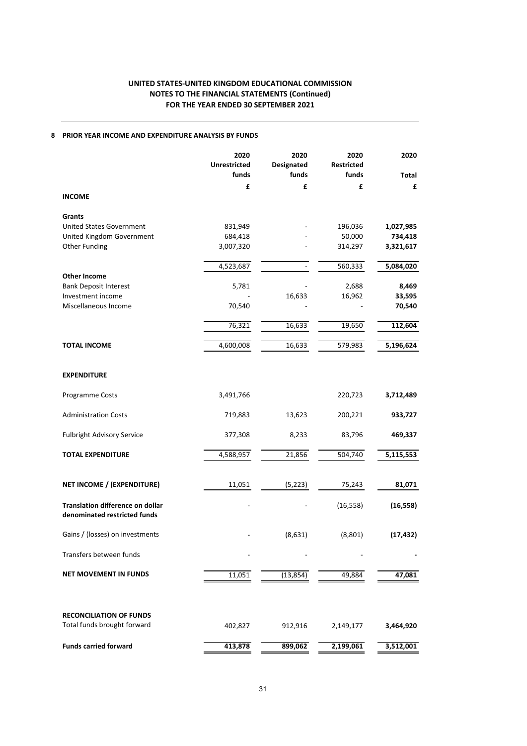**UNITED STATES-UNITED KINGDOM EDUCATIONAL COMMISSION**
**NOTES TO THE FINANCIAL STATEMENTS (Continued)**
**FOR THE YEAR ENDED 30 SEPTEMBER 2021**

## 8 PRIOR YEAR INCOME AND EXPENDITURE ANALYSIS BY FUNDS

| | 2020 Unrestricted funds | 2020 Designated funds | 2020 Restricted funds | 2020 Total |
|---|---|---|---|---|
| | £ | £ | £ | £ |
| **INCOME** | | | | |
| **Grants** | | | | |
| United States Government | 831,949 | - | 196,036 | **1,027,985** |
| United Kingdom Government | 684,418 | - | 50,000 | **734,418** |
| Other Funding | 3,007,320 | - | 314,297 | **3,321,617** |
| | 4,523,687 | - | 560,333 | **5,084,020** |
| **Other Income** | | | | |
| Bank Deposit Interest | 5,781 | - | 2,688 | **8,469** |
| Investment income | - | 16,633 | 16,962 | **33,595** |
| Miscellaneous Income | 70,540 | - | - | **70,540** |
| | 76,321 | 16,633 | 19,650 | **112,604** |
| **TOTAL INCOME** | 4,600,008 | 16,633 | 579,983 | **5,196,624** |
| **EXPENDITURE** | | | | |
| Programme Costs | 3,491,766 | | 220,723 | **3,712,489** |
| Administration Costs | 719,883 | 13,623 | 200,221 | **933,727** |
| Fulbright Advisory Service | 377,308 | 8,233 | 83,796 | **469,337** |
| **TOTAL EXPENDITURE** | 4,588,957 | 21,856 | 504,740 | **5,115,553** |
| **NET INCOME / (EXPENDITURE)** | 11,051 | (5,223) | 75,243 | **81,071** |
| **Translation difference on dollar denominated restricted funds** | - | - | (16,558) | **(16,558)** |
| Gains / (losses) on investments | - | (8,631) | (8,801) | **(17,432)** |
| Transfers between funds | - | - | - | **-** |
| **NET MOVEMENT IN FUNDS** | 11,051 | (13,854) | 49,884 | **47,081** |
| **RECONCILIATION OF FUNDS** | | | | |
| Total funds brought forward | 402,827 | 912,916 | 2,149,177 | **3,464,920** |
| **Funds carried forward** | **413,878** | **899,062** | **2,199,061** | **3,512,001** |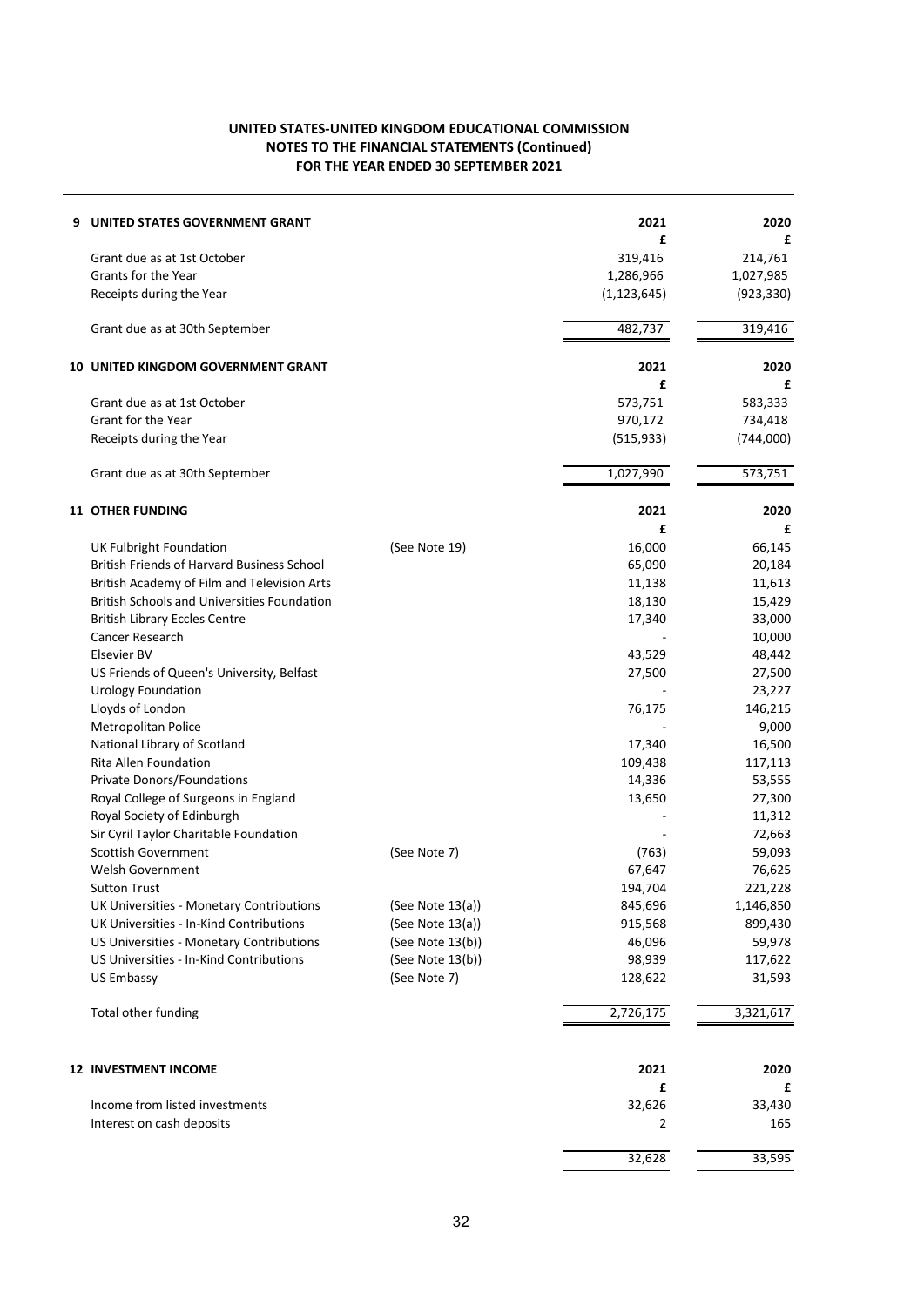**UNITED STATES-UNITED KINGDOM EDUCATIONAL COMMISSION**
**NOTES TO THE FINANCIAL STATEMENTS (Continued)**
**FOR THE YEAR ENDED 30 SEPTEMBER 2021**

## 9 UNITED STATES GOVERNMENT GRANT

| | 2021 | 2020 |
|---|---|---|
| | £ | £ |
| Grant due as at 1st October | 319,416 | 214,761 |
| Grants for the Year | 1,286,966 | 1,027,985 |
| Receipts during the Year | (1,123,645) | (923,330) |
| Grant due as at 30th September | 482,737 | 319,416 |

## 10 UNITED KINGDOM GOVERNMENT GRANT

| | 2021 | 2020 |
|---|---|---|
| | £ | £ |
| Grant due as at 1st October | 573,751 | 583,333 |
| Grant for the Year | 970,172 | 734,418 |
| Receipts during the Year | (515,933) | (744,000) |
| Grant due as at 30th September | 1,027,990 | 573,751 |

## 11 OTHER FUNDING

| | | 2021 | 2020 |
|---|---|---|---|
| | | £ | £ |
| UK Fulbright Foundation | (See Note 19) | 16,000 | 66,145 |
| British Friends of Harvard Business School | | 65,090 | 20,184 |
| British Academy of Film and Television Arts | | 11,138 | 11,613 |
| British Schools and Universities Foundation | | 18,130 | 15,429 |
| British Library Eccles Centre | | 17,340 | 33,000 |
| Cancer Research | | - | 10,000 |
| Elsevier BV | | 43,529 | 48,442 |
| US Friends of Queen's University, Belfast | | 27,500 | 27,500 |
| Urology Foundation | | - | 23,227 |
| Lloyds of London | | 76,175 | 146,215 |
| Metropolitan Police | | - | 9,000 |
| National Library of Scotland | | 17,340 | 16,500 |
| Rita Allen Foundation | | 109,438 | 117,113 |
| Private Donors/Foundations | | 14,336 | 53,555 |
| Royal College of Surgeons in England | | 13,650 | 27,300 |
| Royal Society of Edinburgh | | - | 11,312 |
| Sir Cyril Taylor Charitable Foundation | | - | 72,663 |
| Scottish Government | (See Note 7) | (763) | 59,093 |
| Welsh Government | | 67,647 | 76,625 |
| Sutton Trust | | 194,704 | 221,228 |
| UK Universities - Monetary Contributions | (See Note 13(a)) | 845,696 | 1,146,850 |
| UK Universities - In-Kind Contributions | (See Note 13(a)) | 915,568 | 899,430 |
| US Universities - Monetary Contributions | (See Note 13(b)) | 46,096 | 59,978 |
| US Universities - In-Kind Contributions | (See Note 13(b)) | 98,939 | 117,622 |
| US Embassy | (See Note 7) | 128,622 | 31,593 |
| Total other funding | | 2,726,175 | 3,321,617 |

## 12 INVESTMENT INCOME

| | 2021 | 2020 |
|---|---|---|
| | £ | £ |
| Income from listed investments | 32,626 | 33,430 |
| Interest on cash deposits | 2 | 165 |
| | 32,628 | 33,595 |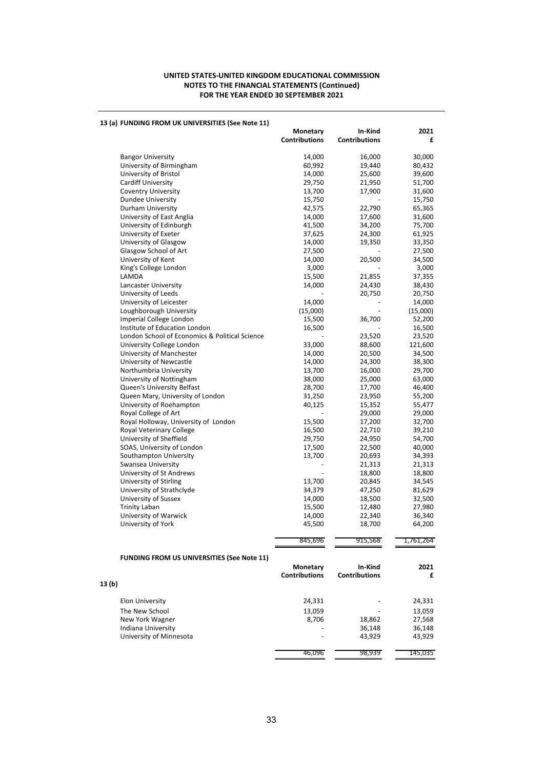**UNITED STATES-UNITED KINGDOM EDUCATIONAL COMMISSION**
**NOTES TO THE FINANCIAL STATEMENTS (Continued)**
**FOR THE YEAR ENDED 30 SEPTEMBER 2021**

### 13 (a) FUNDING FROM UK UNIVERSITIES (See Note 11)

| | Monetary Contributions | In-Kind Contributions | 2021 £ |
|---|---|---|---|
| Bangor University | 14,000 | 16,000 | 30,000 |
| University of Birmingham | 60,992 | 19,440 | 80,432 |
| University of Bristol | 14,000 | 25,600 | 39,600 |
| Cardiff University | 29,750 | 21,950 | 51,700 |
| Coventry University | 13,700 | 17,900 | 31,600 |
| Dundee University | 15,750 | - | 15,750 |
| Durham University | 42,575 | 22,790 | 65,365 |
| University of East Anglia | 14,000 | 17,600 | 31,600 |
| University of Edinburgh | 41,500 | 34,200 | 75,700 |
| University of Exeter | 37,625 | 24,300 | 61,925 |
| University of Glasgow | 14,000 | 19,350 | 33,350 |
| Glasgow School of Art | 27,500 | - | 27,500 |
| University of Kent | 14,000 | 20,500 | 34,500 |
| King's College London | 3,000 | - | 3,000 |
| LAMDA | 15,500 | 21,855 | 37,355 |
| Lancaster University | 14,000 | 24,430 | 38,430 |
| University of Leeds | - | 20,750 | 20,750 |
| University of Leicester | 14,000 | - | 14,000 |
| Loughborough University | (15,000) | - | (15,000) |
| Imperial College London | 15,500 | 36,700 | 52,200 |
| Institute of Education London | 16,500 | - | 16,500 |
| London School of Economics & Political Science | - | 23,520 | 23,520 |
| University College London | 33,000 | 88,600 | 121,600 |
| University of Manchester | 14,000 | 20,500 | 34,500 |
| University of Newcastle | 14,000 | 24,300 | 38,300 |
| Northumbria University | 13,700 | 16,000 | 29,700 |
| University of Nottingham | 38,000 | 25,000 | 63,000 |
| Queen's University Belfast | 28,700 | 17,700 | 46,400 |
| Queen Mary, University of London | 31,250 | 23,950 | 55,200 |
| University of Roehampton | 40,125 | 15,352 | 55,477 |
| Royal College of Art | - | 29,000 | 29,000 |
| Royal Holloway, University of London | 15,500 | 17,200 | 32,700 |
| Royal Veterinary College | 16,500 | 22,710 | 39,210 |
| University of Sheffield | 29,750 | 24,950 | 54,700 |
| SOAS, University of London | 17,500 | 22,500 | 40,000 |
| Southampton University | 13,700 | 20,693 | 34,393 |
| Swansea University | - | 21,313 | 21,313 |
| University of St Andrews | - | 18,800 | 18,800 |
| University of Stirling | 13,700 | 20,845 | 34,545 |
| University of Strathclyde | 34,379 | 47,250 | 81,629 |
| University of Sussex | 14,000 | 18,500 | 32,500 |
| Trinity Laban | 15,500 | 12,480 | 27,980 |
| University of Warwick | 14,000 | 22,340 | 36,340 |
| University of York | 45,500 | 18,700 | 64,200 |
| | 845,696 | 915,568 | 1,761,264 |

### 13 (b) FUNDING FROM US UNIVERSITIES (See Note 11)

| | Monetary Contributions | In-Kind Contributions | 2021 £ |
|---|---|---|---|
| Elon University | 24,331 | - | 24,331 |
| The New School | 13,059 | - | 13,059 |
| New York Wagner | 8,706 | 18,862 | 27,568 |
| Indiana University | - | 36,148 | 36,148 |
| University of Minnesota | - | 43,929 | 43,929 |
| | 46,096 | 98,939 | 145,035 |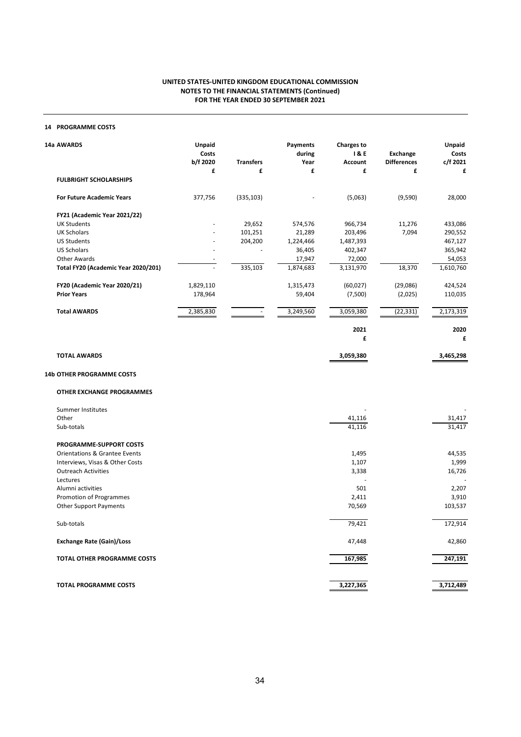## UNITED STATES-UNITED KINGDOM EDUCATIONAL COMMISSION
## NOTES TO THE FINANCIAL STATEMENTS (Continued)
## FOR THE YEAR ENDED 30 SEPTEMBER 2021

### 14 PROGRAMME COSTS

| 14a AWARDS | Unpaid Costs b/f 2020 | Transfers | Payments during Year | Charges to I & E Account | Exchange Differences | Unpaid Costs c/f 2021 |
|---|---|---|---|---|---|---|
| | £ | £ | £ | £ | £ | £ |
| **FULBRIGHT SCHOLARSHIPS** | | | | | | |
| **For Future Academic Years** | 377,756 | (335,103) | - | (5,063) | (9,590) | 28,000 |
| **FY21 (Academic Year 2021/22)** | | | | | | |
| UK Students | - | 29,652 | 574,576 | 966,734 | 11,276 | 433,086 |
| UK Scholars | - | 101,251 | 21,289 | 203,496 | 7,094 | 290,552 |
| US Students | - | 204,200 | 1,224,466 | 1,487,393 | | 467,127 |
| US Scholars | - | - | 36,405 | 402,347 | | 365,942 |
| Other Awards | - | | 17,947 | 72,000 | | 54,053 |
| **Total FY20 (Academic Year 2020/201)** | - | 335,103 | 1,874,683 | 3,131,970 | 18,370 | 1,610,760 |
| **FY20 (Academic Year 2020/21)** | 1,829,110 | | 1,315,473 | (60,027) | (29,086) | 424,524 |
| **Prior Years** | 178,964 | | 59,404 | (7,500) | (2,025) | 110,035 |
| **Total AWARDS** | 2,385,830 | - | 3,249,560 | 3,059,380 | (22,331) | 2,173,319 |

| | 2021 | 2020 |
|---|---|---|
| | £ | £ |
| **TOTAL AWARDS** | 3,059,380 | 3,465,298 |

### 14b OTHER PROGRAMME COSTS

| | 2021 | 2020 |
|---|---|---|
| **OTHER EXCHANGE PROGRAMMES** | | |
| Summer Institutes | - | - |
| Other | 41,116 | 31,417 |
| Sub-totals | 41,116 | 31,417 |
| **PROGRAMME-SUPPORT COSTS** | | |
| Orientations & Grantee Events | 1,495 | 44,535 |
| Interviews, Visas & Other Costs | 1,107 | 1,999 |
| Outreach Activities | 3,338 | 16,726 |
| Lectures | - | - |
| Alumni activities | 501 | 2,207 |
| Promotion of Programmes | 2,411 | 3,910 |
| Other Support Payments | 70,569 | 103,537 |
| Sub-totals | 79,421 | 172,914 |
| **Exchange Rate (Gain)/Loss** | 47,448 | 42,860 |
| **TOTAL OTHER PROGRAMME COSTS** | 167,985 | 247,191 |
| **TOTAL PROGRAMME COSTS** | 3,227,365 | 3,712,489 |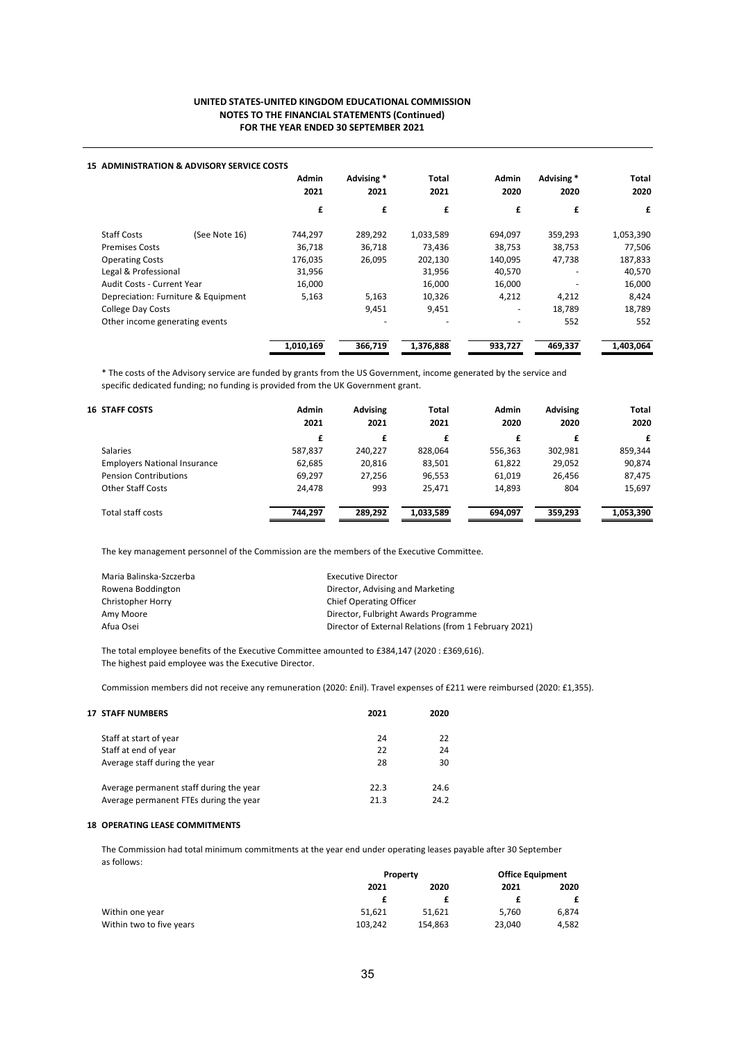**UNITED STATES-UNITED KINGDOM EDUCATIONAL COMMISSION**
**NOTES TO THE FINANCIAL STATEMENTS (Continued)**
**FOR THE YEAR ENDED 30 SEPTEMBER 2021**

## 15 ADMINISTRATION & ADVISORY SERVICE COSTS

| | | Admin 2021 | Advising * 2021 | Total 2021 | Admin 2020 | Advising * 2020 | Total 2020 |
|---|---|---|---|---|---|---|---|
| | | £ | £ | £ | £ | £ | £ |
| Staff Costs | (See Note 16) | 744,297 | 289,292 | 1,033,589 | 694,097 | 359,293 | 1,053,390 |
| Premises Costs | | 36,718 | 36,718 | 73,436 | 38,753 | 38,753 | 77,506 |
| Operating Costs | | 176,035 | 26,095 | 202,130 | 140,095 | 47,738 | 187,833 |
| Legal & Professional | | 31,956 | | 31,956 | 40,570 | - | 40,570 |
| Audit Costs - Current Year | | 16,000 | | 16,000 | 16,000 | - | 16,000 |
| Depreciation: Furniture & Equipment | | 5,163 | 5,163 | 10,326 | 4,212 | 4,212 | 8,424 |
| College Day Costs | | | 9,451 | 9,451 | - | 18,789 | 18,789 |
| Other income generating events | | | - | - | - | 552 | 552 |
| | | 1,010,169 | 366,719 | 1,376,888 | 933,727 | 469,337 | 1,403,064 |

\* The costs of the Advisory service are funded by grants from the US Government, income generated by the service and specific dedicated funding; no funding is provided from the UK Government grant.

## 16 STAFF COSTS

| | Admin 2021 | Advising 2021 | Total 2021 | Admin 2020 | Advising 2020 | Total 2020 |
|---|---|---|---|---|---|---|
| | £ | £ | £ | £ | £ | £ |
| Salaries | 587,837 | 240,227 | 828,064 | 556,363 | 302,981 | 859,344 |
| Employers National Insurance | 62,685 | 20,816 | 83,501 | 61,822 | 29,052 | 90,874 |
| Pension Contributions | 69,297 | 27,256 | 96,553 | 61,019 | 26,456 | 87,475 |
| Other Staff Costs | 24,478 | 993 | 25,471 | 14,893 | 804 | 15,697 |
| Total staff costs | 744,297 | 289,292 | 1,033,589 | 694,097 | 359,293 | 1,053,390 |

The key management personnel of the Commission are the members of the Executive Committee.

| | |
|---|---|
| Maria Balinska-Szczerba | Executive Director |
| Rowena Boddington | Director, Advising and Marketing |
| Christopher Horry | Chief Operating Officer |
| Amy Moore | Director, Fulbright Awards Programme |
| Afua Osei | Director of External Relations (from 1 February 2021) |

The total employee benefits of the Executive Committee amounted to £384,147 (2020 : £369,616).
The highest paid employee was the Executive Director.

Commission members did not receive any remuneration (2020: £nil). Travel expenses of £211 were reimbursed (2020: £1,355).

## 17 STAFF NUMBERS

| | 2021 | 2020 |
|---|---|---|
| Staff at start of year | 24 | 22 |
| Staff at end of year | 22 | 24 |
| Average staff during the year | 28 | 30 |
| Average permanent staff during the year | 22.3 | 24.6 |
| Average permanent FTEs during the year | 21.3 | 24.2 |

## 18 OPERATING LEASE COMMITMENTS

The Commission had total minimum commitments at the year end under operating leases payable after 30 September as follows:

| | Property | | Office Equipment | |
|---|---|---|---|---|
| | 2021 | 2020 | 2021 | 2020 |
| | £ | £ | £ | £ |
| Within one year | 51,621 | 51,621 | 5,760 | 6,874 |
| Within two to five years | 103,242 | 154,863 | 23,040 | 4,582 |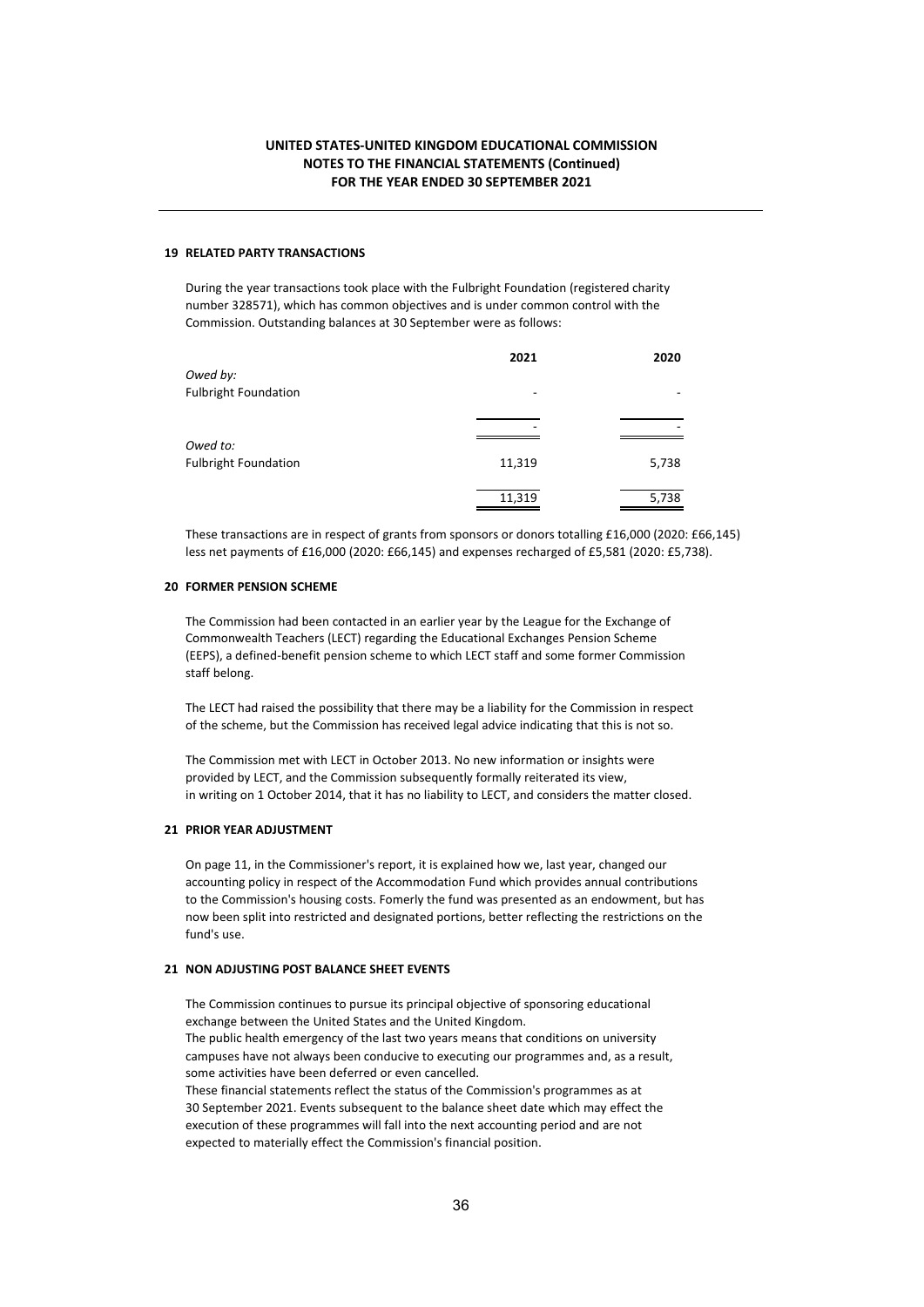## 19 RELATED PARTY TRANSACTIONS

During the year transactions took place with the Fulbright Foundation (registered charity number 328571), which has common objectives and is under common control with the Commission. Outstanding balances at 30 September were as follows:

| | 2021 | 2020 |
|---|---|---|
| *Owed by:* | | |
| Fulbright Foundation | - | - |
| | - | - |
| *Owed to:* | | |
| Fulbright Foundation | 11,319 | 5,738 |
| | 11,319 | 5,738 |

These transactions are in respect of grants from sponsors or donors totalling £16,000 (2020: £66,145) less net payments of £16,000 (2020: £66,145) and expenses recharged of £5,581 (2020: £5,738).

## 20 FORMER PENSION SCHEME

The Commission had been contacted in an earlier year by the League for the Exchange of Commonwealth Teachers (LECT) regarding the Educational Exchanges Pension Scheme (EEPS), a defined-benefit pension scheme to which LECT staff and some former Commission staff belong.

The LECT had raised the possibility that there may be a liability for the Commission in respect of the scheme, but the Commission has received legal advice indicating that this is not so.

The Commission met with LECT in October 2013. No new information or insights were provided by LECT, and the Commission subsequently formally reiterated its view, in writing on 1 October 2014, that it has no liability to LECT, and considers the matter closed.

## 21 PRIOR YEAR ADJUSTMENT

On page 11, in the Commissioner's report, it is explained how we, last year, changed our accounting policy in respect of the Accommodation Fund which provides annual contributions to the Commission's housing costs. Fomerly the fund was presented as an endowment, but has now been split into restricted and designated portions, better reflecting the restrictions on the fund's use.

## 21 NON ADJUSTING POST BALANCE SHEET EVENTS

The Commission continues to pursue its principal objective of sponsoring educational exchange between the United States and the United Kingdom.
The public health emergency of the last two years means that conditions on university campuses have not always been conducive to executing our programmes and, as a result, some activities have been deferred or even cancelled.
These financial statements reflect the status of the Commission's programmes as at 30 September 2021. Events subsequent to the balance sheet date which may effect the execution of these programmes will fall into the next accounting period and are not expected to materially effect the Commission's financial position.